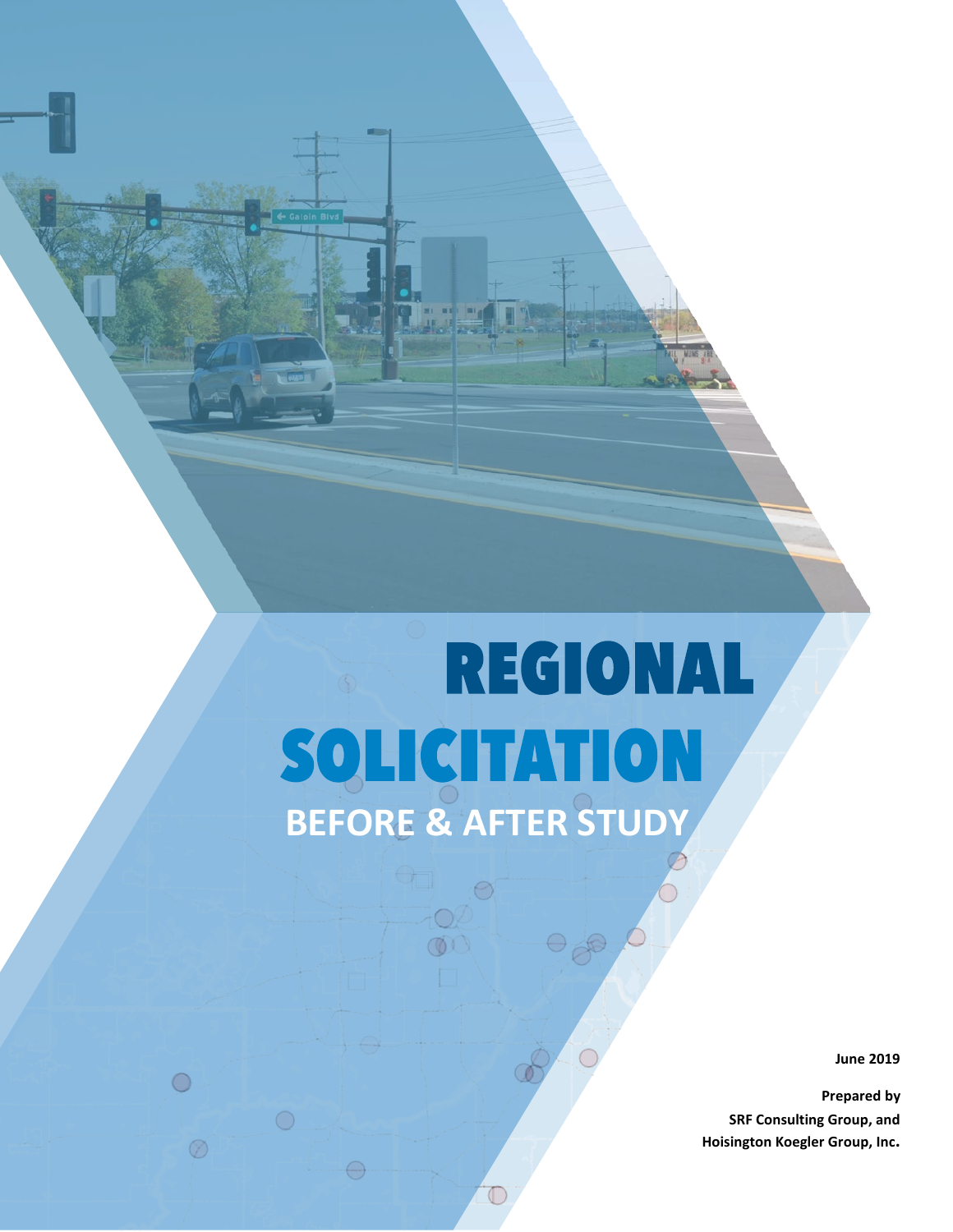# REGIONAL SOLICITATION

## BEFORE & AFTER STUDY

**June 2019**

**Prepared by**
**SRF Consulting Group, and**
**Hoisington Koegler Group, Inc.**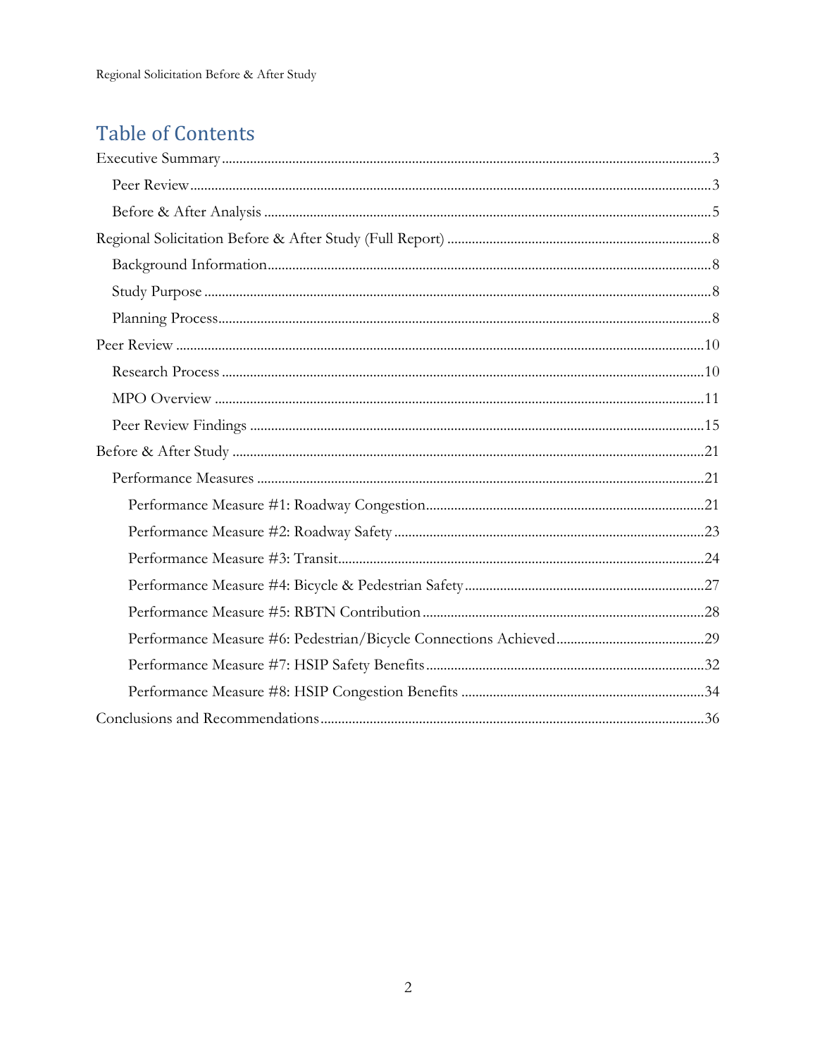# Table of Contents

- Executive Summary ... 3
  - Peer Review ... 3
  - Before & After Analysis ... 5
- Regional Solicitation Before & After Study (Full Report) ... 8
  - Background Information ... 8
  - Study Purpose ... 8
  - Planning Process ... 8
- Peer Review ... 10
  - Research Process ... 10
  - MPO Overview ... 11
  - Peer Review Findings ... 15
- Before & After Study ... 21
  - Performance Measures ... 21
    - Performance Measure #1: Roadway Congestion ... 21
    - Performance Measure #2: Roadway Safety ... 23
    - Performance Measure #3: Transit ... 24
    - Performance Measure #4: Bicycle & Pedestrian Safety ... 27
    - Performance Measure #5: RBTN Contribution ... 28
    - Performance Measure #6: Pedestrian/Bicycle Connections Achieved ... 29
    - Performance Measure #7: HSIP Safety Benefits ... 32
    - Performance Measure #8: HSIP Congestion Benefits ... 34
- Conclusions and Recommendations ... 36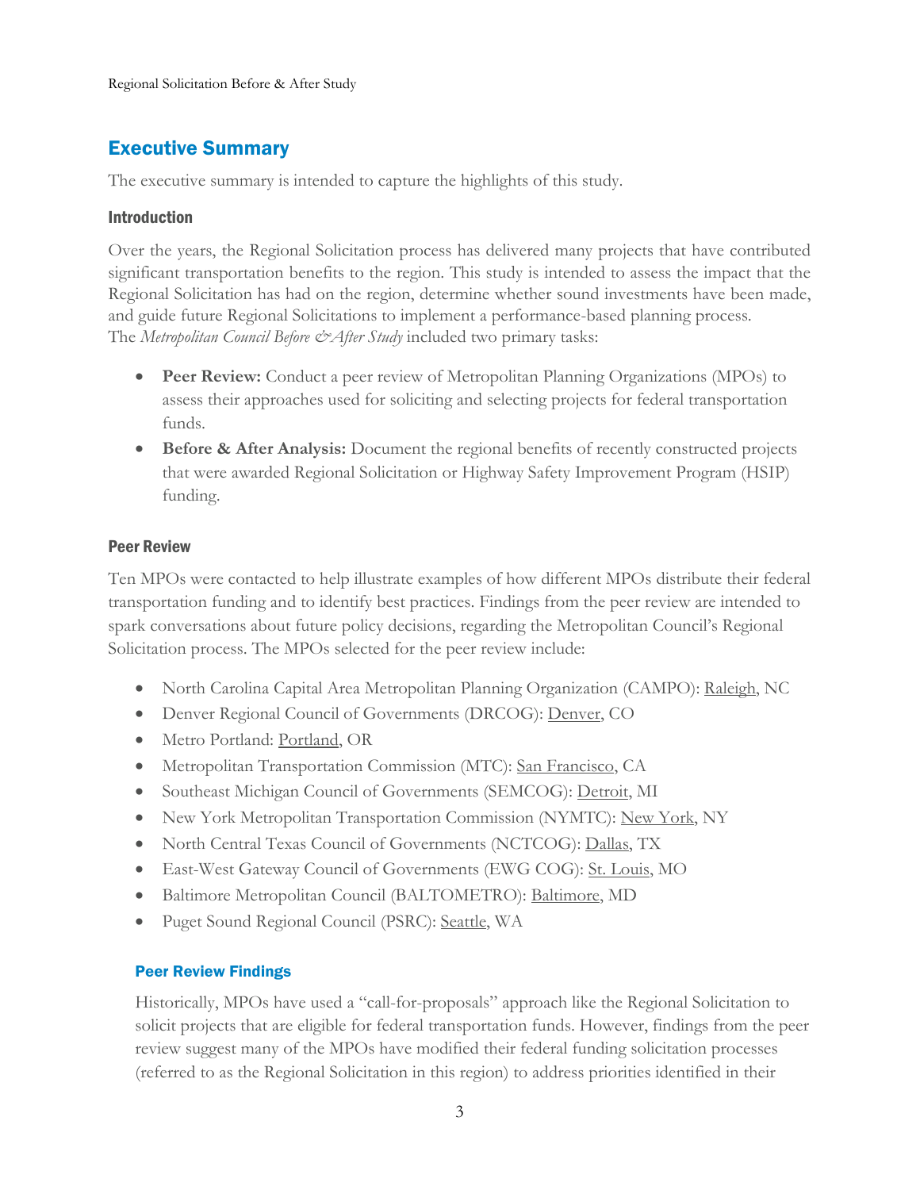# Executive Summary

The executive summary is intended to capture the highlights of this study.

### Introduction

Over the years, the Regional Solicitation process has delivered many projects that have contributed significant transportation benefits to the region. This study is intended to assess the impact that the Regional Solicitation has had on the region, determine whether sound investments have been made, and guide future Regional Solicitations to implement a performance-based planning process. The *Metropolitan Council Before & After Study* included two primary tasks:

- **Peer Review:** Conduct a peer review of Metropolitan Planning Organizations (MPOs) to assess their approaches used for soliciting and selecting projects for federal transportation funds.
- **Before & After Analysis:** Document the regional benefits of recently constructed projects that were awarded Regional Solicitation or Highway Safety Improvement Program (HSIP) funding.

### Peer Review

Ten MPOs were contacted to help illustrate examples of how different MPOs distribute their federal transportation funding and to identify best practices. Findings from the peer review are intended to spark conversations about future policy decisions, regarding the Metropolitan Council's Regional Solicitation process. The MPOs selected for the peer review include:

- North Carolina Capital Area Metropolitan Planning Organization (CAMPO): Raleigh, NC
- Denver Regional Council of Governments (DRCOG): Denver, CO
- Metro Portland: Portland, OR
- Metropolitan Transportation Commission (MTC): San Francisco, CA
- Southeast Michigan Council of Governments (SEMCOG): Detroit, MI
- New York Metropolitan Transportation Commission (NYMTC): New York, NY
- North Central Texas Council of Governments (NCTCOG): Dallas, TX
- East-West Gateway Council of Governments (EWG COG): St. Louis, MO
- Baltimore Metropolitan Council (BALTOMETRO): Baltimore, MD
- Puget Sound Regional Council (PSRC): Seattle, WA

#### Peer Review Findings

Historically, MPOs have used a "call-for-proposals" approach like the Regional Solicitation to solicit projects that are eligible for federal transportation funds. However, findings from the peer review suggest many of the MPOs have modified their federal funding solicitation processes (referred to as the Regional Solicitation in this region) to address priorities identified in their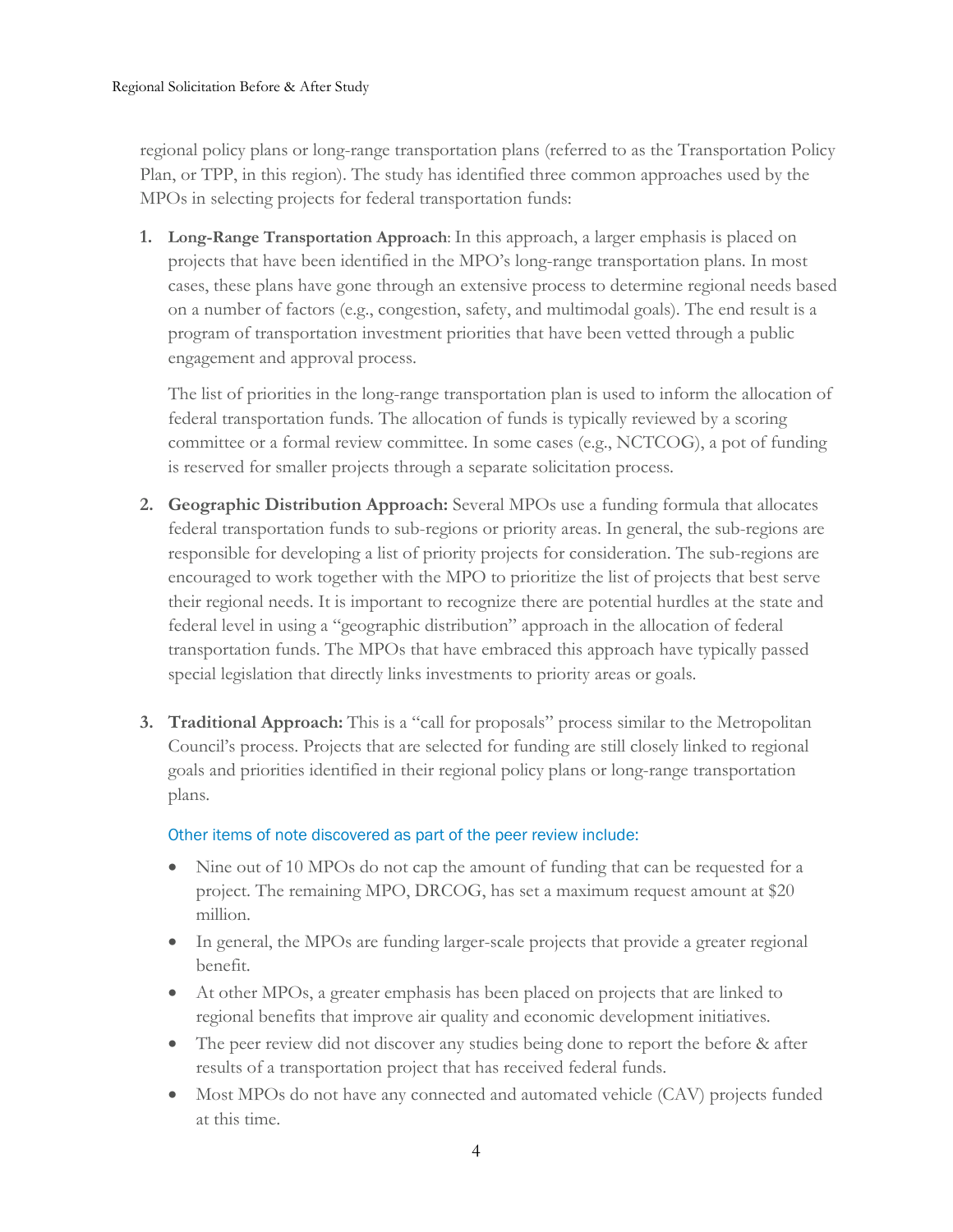regional policy plans or long-range transportation plans (referred to as the Transportation Policy Plan, or TPP, in this region). The study has identified three common approaches used by the MPOs in selecting projects for federal transportation funds:

1. **Long-Range Transportation Approach**: In this approach, a larger emphasis is placed on projects that have been identified in the MPO's long-range transportation plans. In most cases, these plans have gone through an extensive process to determine regional needs based on a number of factors (e.g., congestion, safety, and multimodal goals). The end result is a program of transportation investment priorities that have been vetted through a public engagement and approval process.

   The list of priorities in the long-range transportation plan is used to inform the allocation of federal transportation funds. The allocation of funds is typically reviewed by a scoring committee or a formal review committee. In some cases (e.g., NCTCOG), a pot of funding is reserved for smaller projects through a separate solicitation process.

2. **Geographic Distribution Approach:** Several MPOs use a funding formula that allocates federal transportation funds to sub-regions or priority areas. In general, the sub-regions are responsible for developing a list of priority projects for consideration. The sub-regions are encouraged to work together with the MPO to prioritize the list of projects that best serve their regional needs. It is important to recognize there are potential hurdles at the state and federal level in using a "geographic distribution" approach in the allocation of federal transportation funds. The MPOs that have embraced this approach have typically passed special legislation that directly links investments to priority areas or goals.

3. **Traditional Approach:** This is a "call for proposals" process similar to the Metropolitan Council's process. Projects that are selected for funding are still closely linked to regional goals and priorities identified in their regional policy plans or long-range transportation plans.

Other items of note discovered as part of the peer review include:

- Nine out of 10 MPOs do not cap the amount of funding that can be requested for a project. The remaining MPO, DRCOG, has set a maximum request amount at $20 million.
- In general, the MPOs are funding larger-scale projects that provide a greater regional benefit.
- At other MPOs, a greater emphasis has been placed on projects that are linked to regional benefits that improve air quality and economic development initiatives.
- The peer review did not discover any studies being done to report the before & after results of a transportation project that has received federal funds.
- Most MPOs do not have any connected and automated vehicle (CAV) projects funded at this time.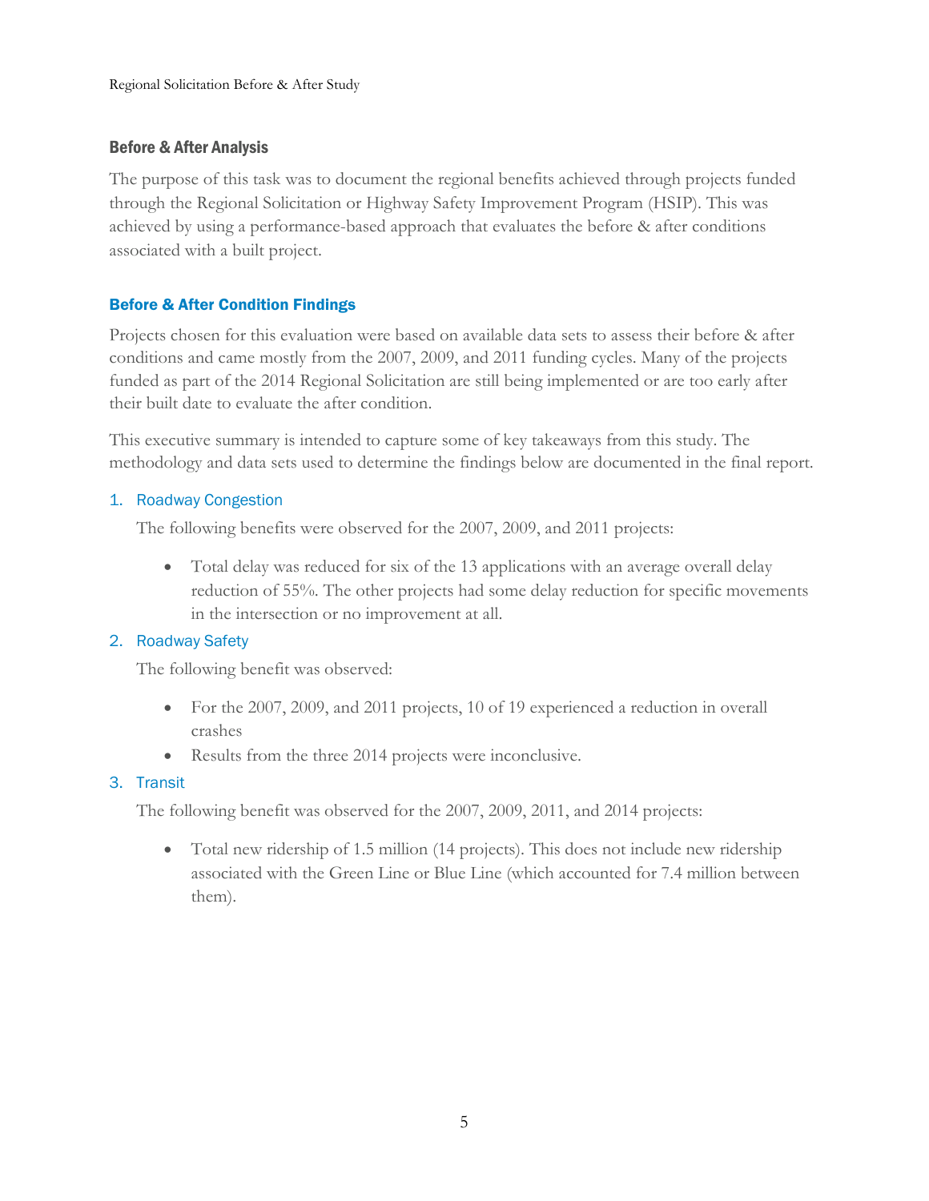## Before & After Analysis

The purpose of this task was to document the regional benefits achieved through projects funded through the Regional Solicitation or Highway Safety Improvement Program (HSIP). This was achieved by using a performance-based approach that evaluates the before & after conditions associated with a built project.

### Before & After Condition Findings

Projects chosen for this evaluation were based on available data sets to assess their before & after conditions and came mostly from the 2007, 2009, and 2011 funding cycles. Many of the projects funded as part of the 2014 Regional Solicitation are still being implemented or are too early after their built date to evaluate the after condition.

This executive summary is intended to capture some of key takeaways from this study. The methodology and data sets used to determine the findings below are documented in the final report.

1. Roadway Congestion

   The following benefits were observed for the 2007, 2009, and 2011 projects:

   - Total delay was reduced for six of the 13 applications with an average overall delay reduction of 55%. The other projects had some delay reduction for specific movements in the intersection or no improvement at all.

2. Roadway Safety

   The following benefit was observed:

   - For the 2007, 2009, and 2011 projects, 10 of 19 experienced a reduction in overall crashes
   - Results from the three 2014 projects were inconclusive.

3. Transit

   The following benefit was observed for the 2007, 2009, 2011, and 2014 projects:

   - Total new ridership of 1.5 million (14 projects). This does not include new ridership associated with the Green Line or Blue Line (which accounted for 7.4 million between them).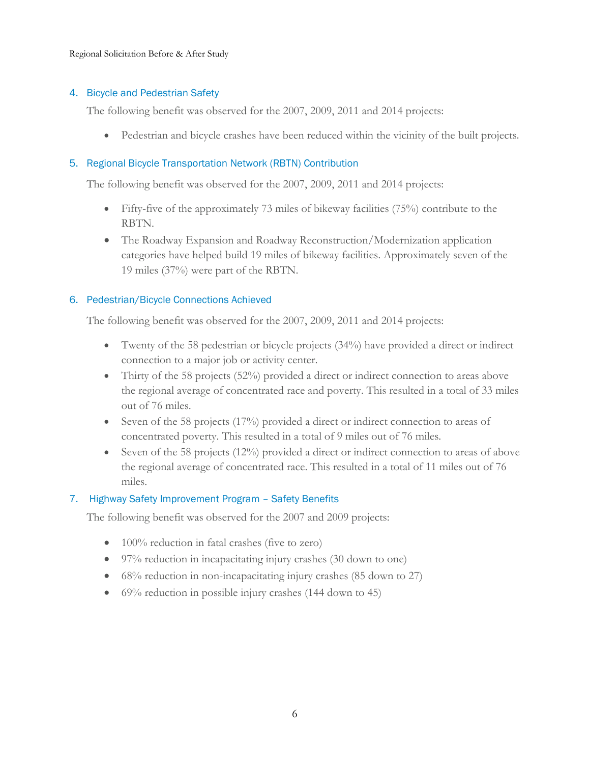### 4. Bicycle and Pedestrian Safety

The following benefit was observed for the 2007, 2009, 2011 and 2014 projects:

- Pedestrian and bicycle crashes have been reduced within the vicinity of the built projects.

### 5. Regional Bicycle Transportation Network (RBTN) Contribution

The following benefit was observed for the 2007, 2009, 2011 and 2014 projects:

- Fifty-five of the approximately 73 miles of bikeway facilities (75%) contribute to the RBTN.
- The Roadway Expansion and Roadway Reconstruction/Modernization application categories have helped build 19 miles of bikeway facilities. Approximately seven of the 19 miles (37%) were part of the RBTN.

### 6. Pedestrian/Bicycle Connections Achieved

The following benefit was observed for the 2007, 2009, 2011 and 2014 projects:

- Twenty of the 58 pedestrian or bicycle projects (34%) have provided a direct or indirect connection to a major job or activity center.
- Thirty of the 58 projects (52%) provided a direct or indirect connection to areas above the regional average of concentrated race and poverty. This resulted in a total of 33 miles out of 76 miles.
- Seven of the 58 projects (17%) provided a direct or indirect connection to areas of concentrated poverty. This resulted in a total of 9 miles out of 76 miles.
- Seven of the 58 projects (12%) provided a direct or indirect connection to areas of above the regional average of concentrated race. This resulted in a total of 11 miles out of 76 miles.

### 7. Highway Safety Improvement Program – Safety Benefits

The following benefit was observed for the 2007 and 2009 projects:

- 100% reduction in fatal crashes (five to zero)
- 97% reduction in incapacitating injury crashes (30 down to one)
- 68% reduction in non-incapacitating injury crashes (85 down to 27)
- 69% reduction in possible injury crashes (144 down to 45)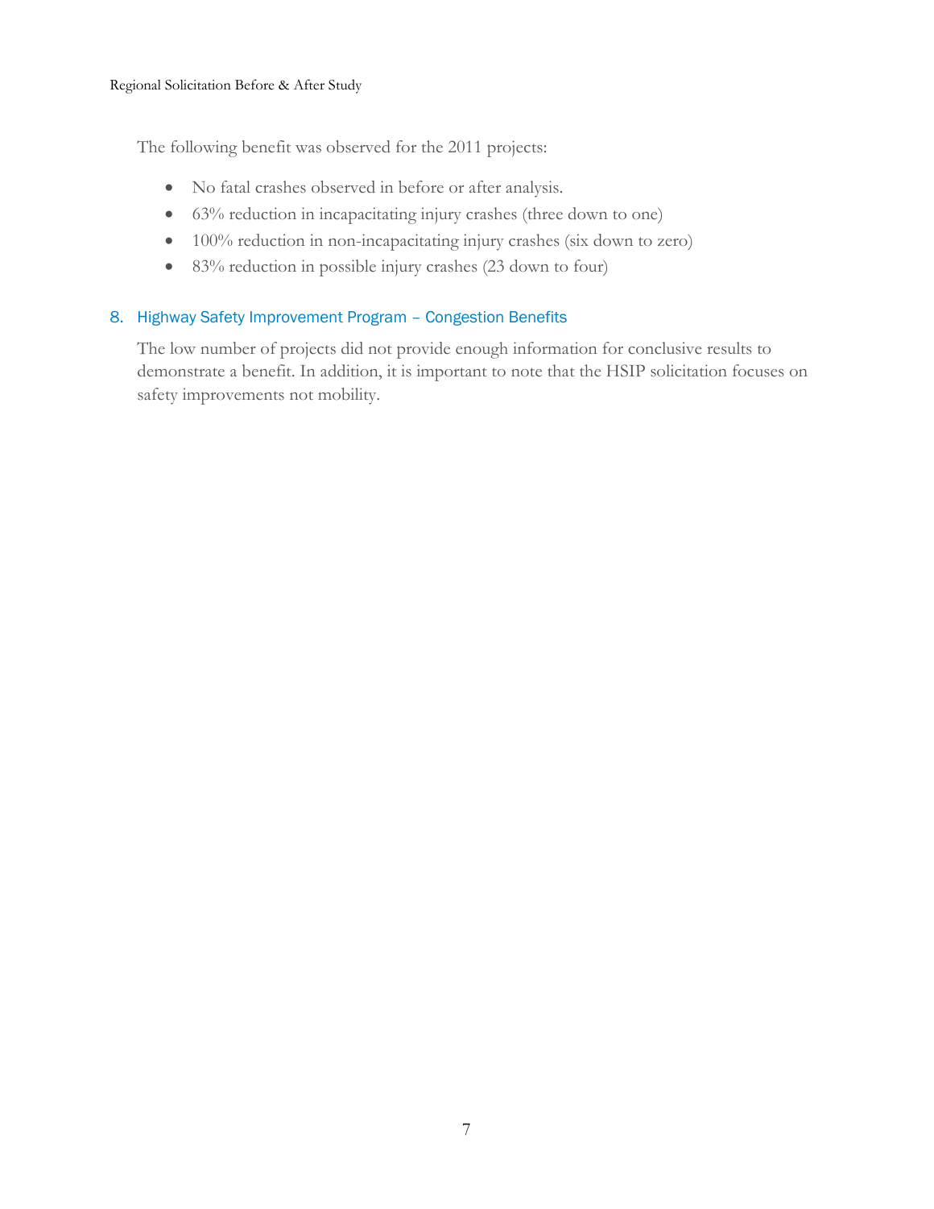The following benefit was observed for the 2011 projects:

- No fatal crashes observed in before or after analysis.
- 63% reduction in incapacitating injury crashes (three down to one)
- 100% reduction in non-incapacitating injury crashes (six down to zero)
- 83% reduction in possible injury crashes (23 down to four)

## 8. Highway Safety Improvement Program – Congestion Benefits

The low number of projects did not provide enough information for conclusive results to demonstrate a benefit. In addition, it is important to note that the HSIP solicitation focuses on safety improvements not mobility.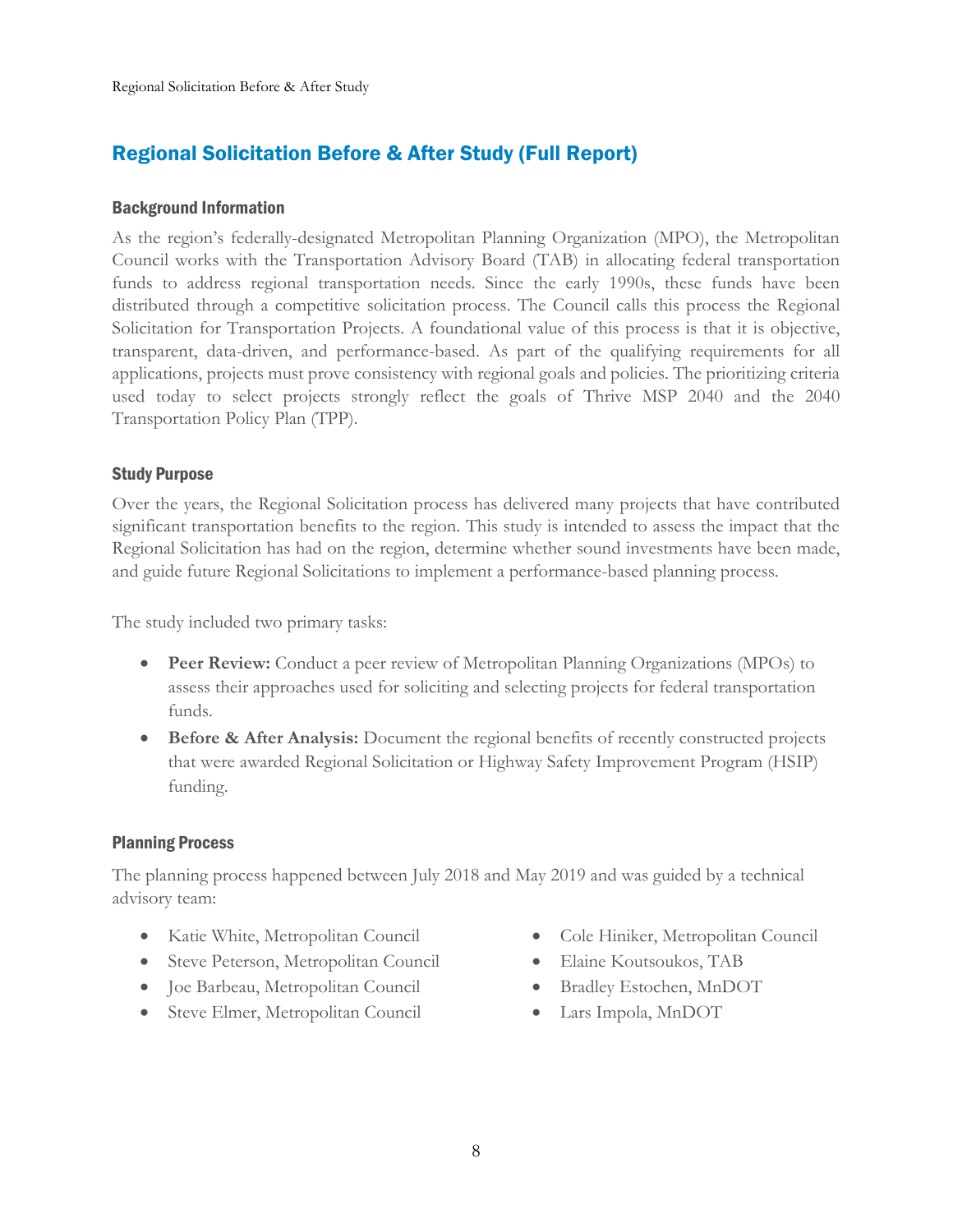## Regional Solicitation Before & After Study (Full Report)

### Background Information

As the region's federally-designated Metropolitan Planning Organization (MPO), the Metropolitan Council works with the Transportation Advisory Board (TAB) in allocating federal transportation funds to address regional transportation needs. Since the early 1990s, these funds have been distributed through a competitive solicitation process. The Council calls this process the Regional Solicitation for Transportation Projects. A foundational value of this process is that it is objective, transparent, data-driven, and performance-based. As part of the qualifying requirements for all applications, projects must prove consistency with regional goals and policies. The prioritizing criteria used today to select projects strongly reflect the goals of Thrive MSP 2040 and the 2040 Transportation Policy Plan (TPP).

### Study Purpose

Over the years, the Regional Solicitation process has delivered many projects that have contributed significant transportation benefits to the region. This study is intended to assess the impact that the Regional Solicitation has had on the region, determine whether sound investments have been made, and guide future Regional Solicitations to implement a performance-based planning process.

The study included two primary tasks:

- **Peer Review:** Conduct a peer review of Metropolitan Planning Organizations (MPOs) to assess their approaches used for soliciting and selecting projects for federal transportation funds.
- **Before & After Analysis:** Document the regional benefits of recently constructed projects that were awarded Regional Solicitation or Highway Safety Improvement Program (HSIP) funding.

### Planning Process

The planning process happened between July 2018 and May 2019 and was guided by a technical advisory team:

- Katie White, Metropolitan Council
- Steve Peterson, Metropolitan Council
- Joe Barbeau, Metropolitan Council
- Steve Elmer, Metropolitan Council
- Cole Hiniker, Metropolitan Council
- Elaine Koutsoukos, TAB
- Bradley Estochen, MnDOT
- Lars Impola, MnDOT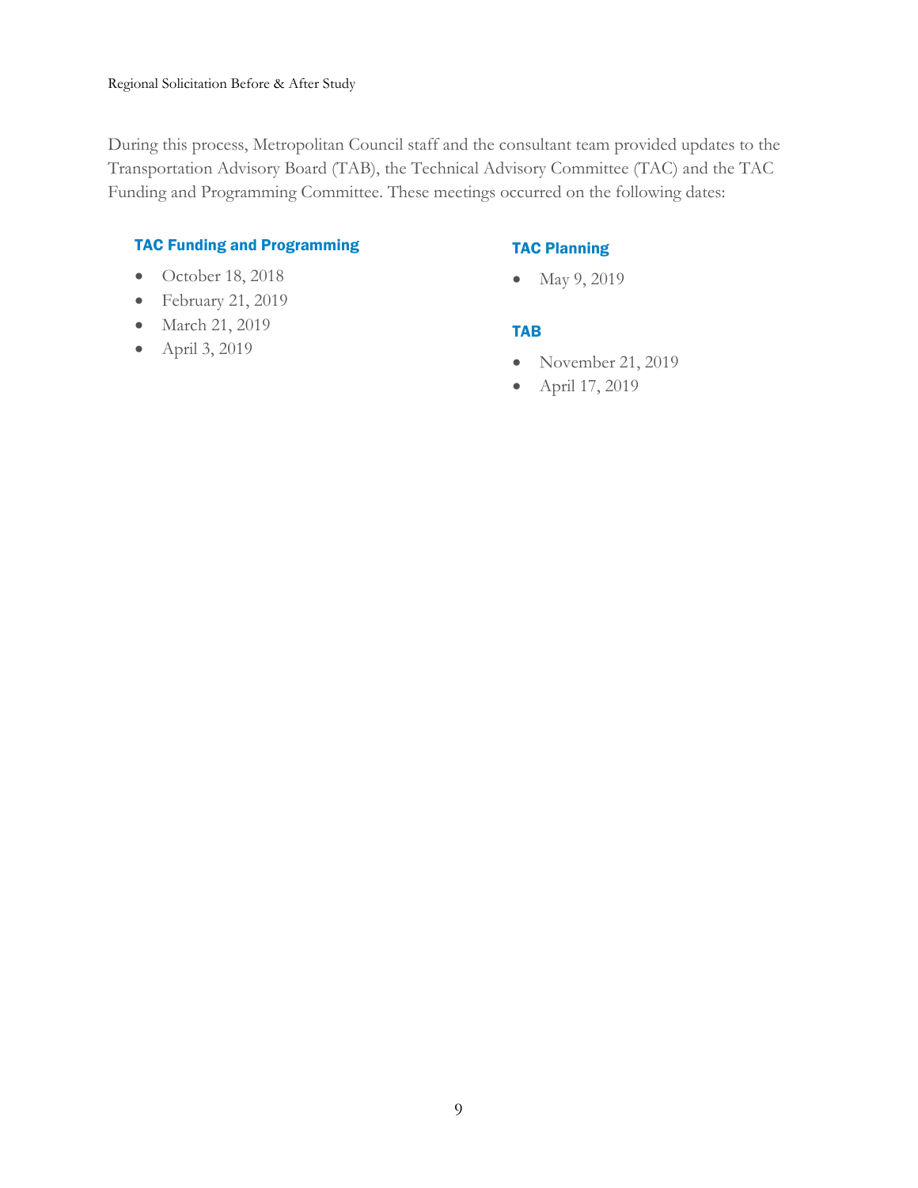During this process, Metropolitan Council staff and the consultant team provided updates to the Transportation Advisory Board (TAB), the Technical Advisory Committee (TAC) and the TAC Funding and Programming Committee. These meetings occurred on the following dates:

### TAC Funding and Programming

- October 18, 2018
- February 21, 2019
- March 21, 2019
- April 3, 2019

### TAC Planning

- May 9, 2019

### TAB

- November 21, 2019
- April 17, 2019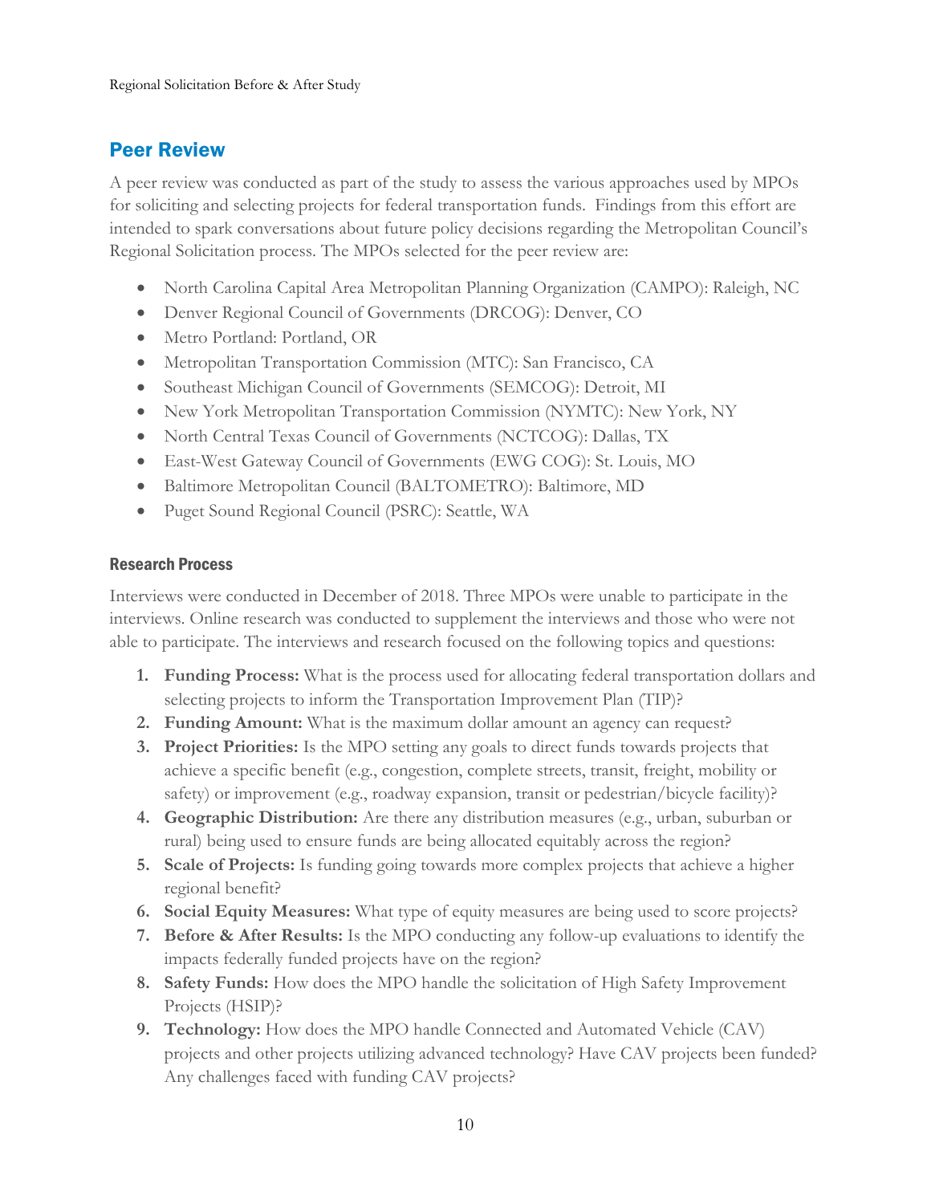## Peer Review

A peer review was conducted as part of the study to assess the various approaches used by MPOs for soliciting and selecting projects for federal transportation funds. Findings from this effort are intended to spark conversations about future policy decisions regarding the Metropolitan Council's Regional Solicitation process. The MPOs selected for the peer review are:

- North Carolina Capital Area Metropolitan Planning Organization (CAMPO): Raleigh, NC
- Denver Regional Council of Governments (DRCOG): Denver, CO
- Metro Portland: Portland, OR
- Metropolitan Transportation Commission (MTC): San Francisco, CA
- Southeast Michigan Council of Governments (SEMCOG): Detroit, MI
- New York Metropolitan Transportation Commission (NYMTC): New York, NY
- North Central Texas Council of Governments (NCTCOG): Dallas, TX
- East-West Gateway Council of Governments (EWG COG): St. Louis, MO
- Baltimore Metropolitan Council (BALTOMETRO): Baltimore, MD
- Puget Sound Regional Council (PSRC): Seattle, WA

### Research Process

Interviews were conducted in December of 2018. Three MPOs were unable to participate in the interviews. Online research was conducted to supplement the interviews and those who were not able to participate. The interviews and research focused on the following topics and questions:

1. **Funding Process:** What is the process used for allocating federal transportation dollars and selecting projects to inform the Transportation Improvement Plan (TIP)?
2. **Funding Amount:** What is the maximum dollar amount an agency can request?
3. **Project Priorities:** Is the MPO setting any goals to direct funds towards projects that achieve a specific benefit (e.g., congestion, complete streets, transit, freight, mobility or safety) or improvement (e.g., roadway expansion, transit or pedestrian/bicycle facility)?
4. **Geographic Distribution:** Are there any distribution measures (e.g., urban, suburban or rural) being used to ensure funds are being allocated equitably across the region?
5. **Scale of Projects:** Is funding going towards more complex projects that achieve a higher regional benefit?
6. **Social Equity Measures:** What type of equity measures are being used to score projects?
7. **Before & After Results:** Is the MPO conducting any follow-up evaluations to identify the impacts federally funded projects have on the region?
8. **Safety Funds:** How does the MPO handle the solicitation of High Safety Improvement Projects (HSIP)?
9. **Technology:** How does the MPO handle Connected and Automated Vehicle (CAV) projects and other projects utilizing advanced technology? Have CAV projects been funded? Any challenges faced with funding CAV projects?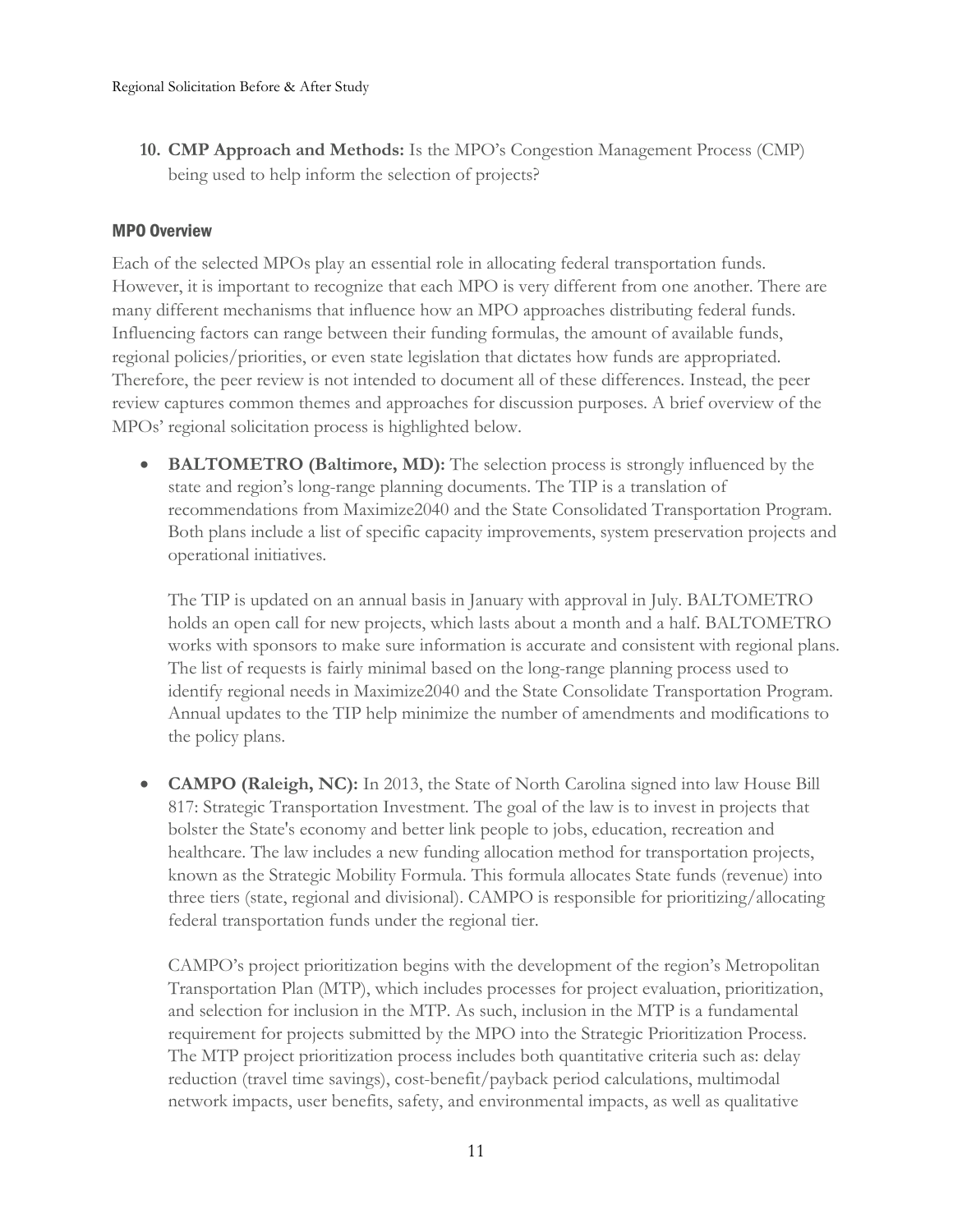10. **CMP Approach and Methods:** Is the MPO's Congestion Management Process (CMP) being used to help inform the selection of projects?

### MPO Overview

Each of the selected MPOs play an essential role in allocating federal transportation funds. However, it is important to recognize that each MPO is very different from one another. There are many different mechanisms that influence how an MPO approaches distributing federal funds. Influencing factors can range between their funding formulas, the amount of available funds, regional policies/priorities, or even state legislation that dictates how funds are appropriated. Therefore, the peer review is not intended to document all of these differences. Instead, the peer review captures common themes and approaches for discussion purposes. A brief overview of the MPOs' regional solicitation process is highlighted below.

- **BALTOMETRO (Baltimore, MD):** The selection process is strongly influenced by the state and region's long-range planning documents. The TIP is a translation of recommendations from Maximize2040 and the State Consolidated Transportation Program. Both plans include a list of specific capacity improvements, system preservation projects and operational initiatives.

  The TIP is updated on an annual basis in January with approval in July. BALTOMETRO holds an open call for new projects, which lasts about a month and a half. BALTOMETRO works with sponsors to make sure information is accurate and consistent with regional plans. The list of requests is fairly minimal based on the long-range planning process used to identify regional needs in Maximize2040 and the State Consolidate Transportation Program. Annual updates to the TIP help minimize the number of amendments and modifications to the policy plans.

- **CAMPO (Raleigh, NC):** In 2013, the State of North Carolina signed into law House Bill 817: Strategic Transportation Investment. The goal of the law is to invest in projects that bolster the State's economy and better link people to jobs, education, recreation and healthcare. The law includes a new funding allocation method for transportation projects, known as the Strategic Mobility Formula. This formula allocates State funds (revenue) into three tiers (state, regional and divisional). CAMPO is responsible for prioritizing/allocating federal transportation funds under the regional tier.

  CAMPO's project prioritization begins with the development of the region's Metropolitan Transportation Plan (MTP), which includes processes for project evaluation, prioritization, and selection for inclusion in the MTP. As such, inclusion in the MTP is a fundamental requirement for projects submitted by the MPO into the Strategic Prioritization Process. The MTP project prioritization process includes both quantitative criteria such as: delay reduction (travel time savings), cost-benefit/payback period calculations, multimodal network impacts, user benefits, safety, and environmental impacts, as well as qualitative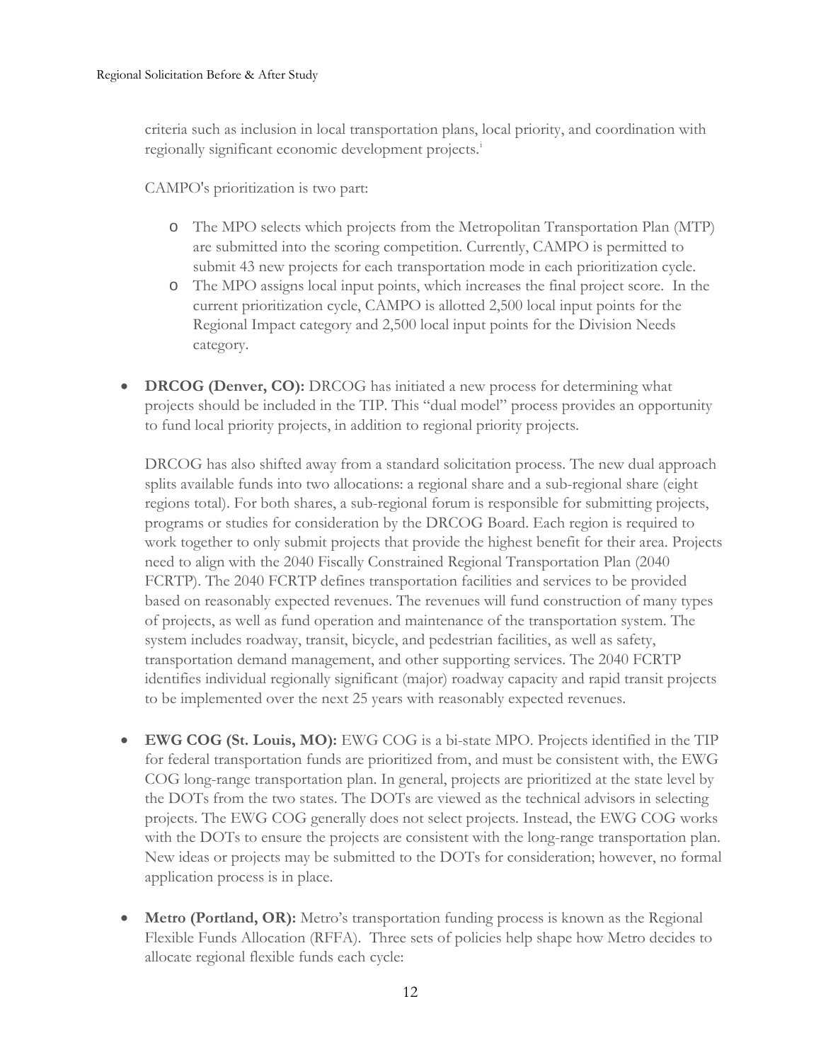criteria such as inclusion in local transportation plans, local priority, and coordination with regionally significant economic development projects.[i]

CAMPO's prioritization is two part:

- The MPO selects which projects from the Metropolitan Transportation Plan (MTP) are submitted into the scoring competition. Currently, CAMPO is permitted to submit 43 new projects for each transportation mode in each prioritization cycle.
- The MPO assigns local input points, which increases the final project score. In the current prioritization cycle, CAMPO is allotted 2,500 local input points for the Regional Impact category and 2,500 local input points for the Division Needs category.

- **DRCOG (Denver, CO):** DRCOG has initiated a new process for determining what projects should be included in the TIP. This "dual model" process provides an opportunity to fund local priority projects, in addition to regional priority projects.

  DRCOG has also shifted away from a standard solicitation process. The new dual approach splits available funds into two allocations: a regional share and a sub-regional share (eight regions total). For both shares, a sub-regional forum is responsible for submitting projects, programs or studies for consideration by the DRCOG Board. Each region is required to work together to only submit projects that provide the highest benefit for their area. Projects need to align with the 2040 Fiscally Constrained Regional Transportation Plan (2040 FCRTP). The 2040 FCRTP defines transportation facilities and services to be provided based on reasonably expected revenues. The revenues will fund construction of many types of projects, as well as fund operation and maintenance of the transportation system. The system includes roadway, transit, bicycle, and pedestrian facilities, as well as safety, transportation demand management, and other supporting services. The 2040 FCRTP identifies individual regionally significant (major) roadway capacity and rapid transit projects to be implemented over the next 25 years with reasonably expected revenues.

- **EWG COG (St. Louis, MO):** EWG COG is a bi-state MPO. Projects identified in the TIP for federal transportation funds are prioritized from, and must be consistent with, the EWG COG long-range transportation plan. In general, projects are prioritized at the state level by the DOTs from the two states. The DOTs are viewed as the technical advisors in selecting projects. The EWG COG generally does not select projects. Instead, the EWG COG works with the DOTs to ensure the projects are consistent with the long-range transportation plan. New ideas or projects may be submitted to the DOTs for consideration; however, no formal application process is in place.

- **Metro (Portland, OR):** Metro's transportation funding process is known as the Regional Flexible Funds Allocation (RFFA). Three sets of policies help shape how Metro decides to allocate regional flexible funds each cycle: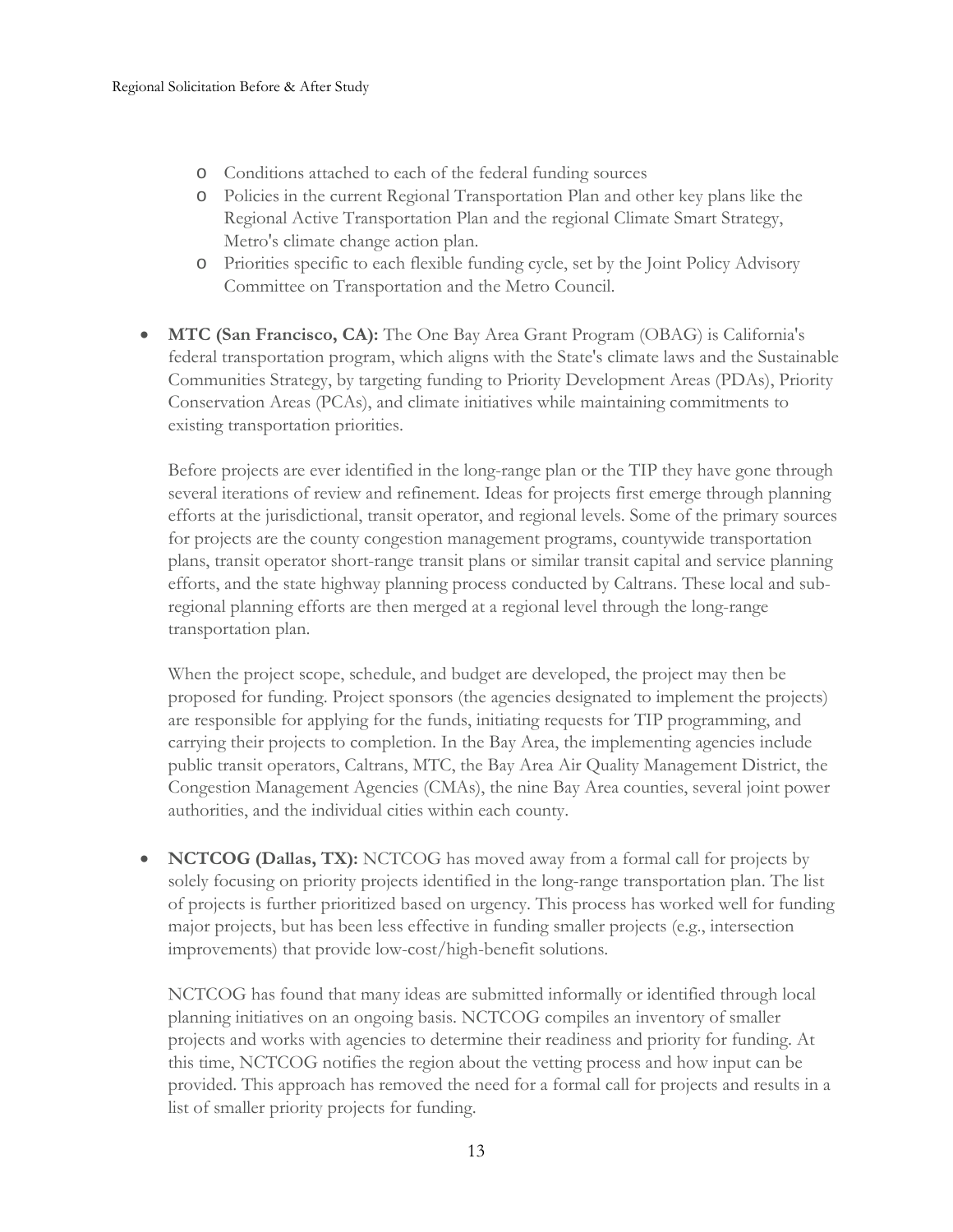- Conditions attached to each of the federal funding sources
  - Policies in the current Regional Transportation Plan and other key plans like the Regional Active Transportation Plan and the regional Climate Smart Strategy, Metro's climate change action plan.
  - Priorities specific to each flexible funding cycle, set by the Joint Policy Advisory Committee on Transportation and the Metro Council.

- **MTC (San Francisco, CA):** The One Bay Area Grant Program (OBAG) is California's federal transportation program, which aligns with the State's climate laws and the Sustainable Communities Strategy, by targeting funding to Priority Development Areas (PDAs), Priority Conservation Areas (PCAs), and climate initiatives while maintaining commitments to existing transportation priorities.

  Before projects are ever identified in the long-range plan or the TIP they have gone through several iterations of review and refinement. Ideas for projects first emerge through planning efforts at the jurisdictional, transit operator, and regional levels. Some of the primary sources for projects are the county congestion management programs, countywide transportation plans, transit operator short-range transit plans or similar transit capital and service planning efforts, and the state highway planning process conducted by Caltrans. These local and sub-regional planning efforts are then merged at a regional level through the long-range transportation plan.

  When the project scope, schedule, and budget are developed, the project may then be proposed for funding. Project sponsors (the agencies designated to implement the projects) are responsible for applying for the funds, initiating requests for TIP programming, and carrying their projects to completion. In the Bay Area, the implementing agencies include public transit operators, Caltrans, MTC, the Bay Area Air Quality Management District, the Congestion Management Agencies (CMAs), the nine Bay Area counties, several joint power authorities, and the individual cities within each county.

- **NCTCOG (Dallas, TX):** NCTCOG has moved away from a formal call for projects by solely focusing on priority projects identified in the long-range transportation plan. The list of projects is further prioritized based on urgency. This process has worked well for funding major projects, but has been less effective in funding smaller projects (e.g., intersection improvements) that provide low-cost/high-benefit solutions.

  NCTCOG has found that many ideas are submitted informally or identified through local planning initiatives on an ongoing basis. NCTCOG compiles an inventory of smaller projects and works with agencies to determine their readiness and priority for funding. At this time, NCTCOG notifies the region about the vetting process and how input can be provided. This approach has removed the need for a formal call for projects and results in a list of smaller priority projects for funding.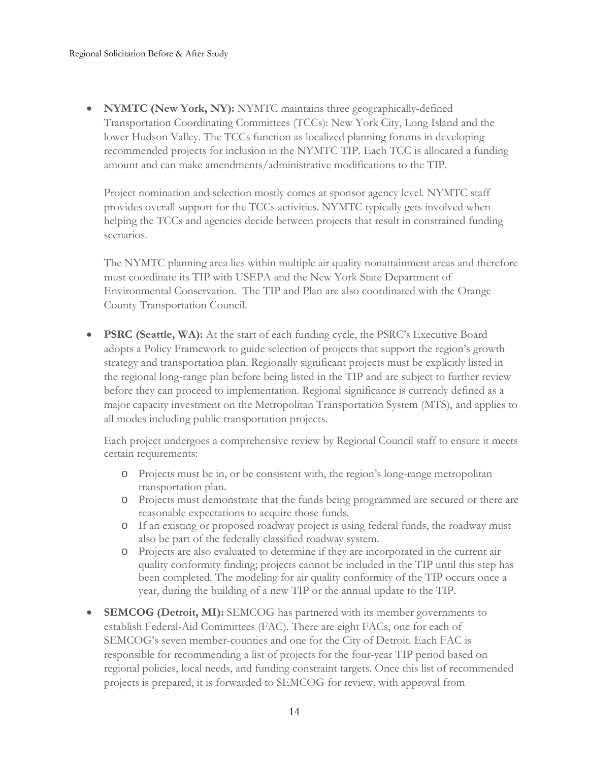- **NYMTC (New York, NY):** NYMTC maintains three geographically-defined Transportation Coordinating Committees (TCCs): New York City, Long Island and the lower Hudson Valley. The TCCs function as localized planning forums in developing recommended projects for inclusion in the NYMTC TIP. Each TCC is allocated a funding amount and can make amendments/administrative modifications to the TIP.

  Project nomination and selection mostly comes at sponsor agency level. NYMTC staff provides overall support for the TCCs activities. NYMTC typically gets involved when helping the TCCs and agencies decide between projects that result in constrained funding scenarios.

  The NYMTC planning area lies within multiple air quality nonattainment areas and therefore must coordinate its TIP with USEPA and the New York State Department of Environmental Conservation. The TIP and Plan are also coordinated with the Orange County Transportation Council.

- **PSRC (Seattle, WA):** At the start of each funding cycle, the PSRC's Executive Board adopts a Policy Framework to guide selection of projects that support the region's growth strategy and transportation plan. Regionally significant projects must be explicitly listed in the regional long-range plan before being listed in the TIP and are subject to further review before they can proceed to implementation. Regional significance is currently defined as a major capacity investment on the Metropolitan Transportation System (MTS), and applies to all modes including public transportation projects.

  Each project undergoes a comprehensive review by Regional Council staff to ensure it meets certain requirements:

  - Projects must be in, or be consistent with, the region's long-range metropolitan transportation plan.
  - Projects must demonstrate that the funds being programmed are secured or there are reasonable expectations to acquire those funds.
  - If an existing or proposed roadway project is using federal funds, the roadway must also be part of the federally classified roadway system.
  - Projects are also evaluated to determine if they are incorporated in the current air quality conformity finding; projects cannot be included in the TIP until this step has been completed. The modeling for air quality conformity of the TIP occurs once a year, during the building of a new TIP or the annual update to the TIP.

- **SEMCOG (Detroit, MI):** SEMCOG has partnered with its member governments to establish Federal-Aid Committees (FAC). There are eight FACs, one for each of SEMCOG's seven member-counties and one for the City of Detroit. Each FAC is responsible for recommending a list of projects for the four-year TIP period based on regional policies, local needs, and funding constraint targets. Once this list of recommended projects is prepared, it is forwarded to SEMCOG for review, with approval from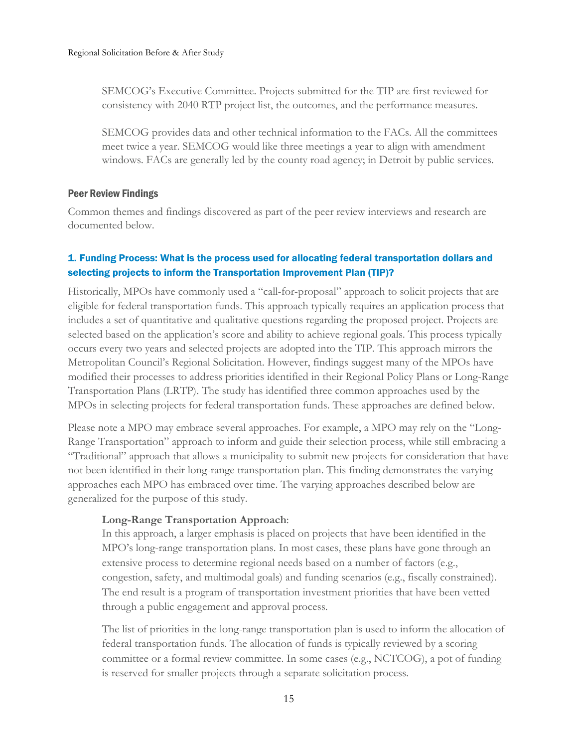SEMCOG's Executive Committee. Projects submitted for the TIP are first reviewed for consistency with 2040 RTP project list, the outcomes, and the performance measures.

SEMCOG provides data and other technical information to the FACs. All the committees meet twice a year. SEMCOG would like three meetings a year to align with amendment windows. FACs are generally led by the county road agency; in Detroit by public services.

### Peer Review Findings

Common themes and findings discovered as part of the peer review interviews and research are documented below.

#### 1. Funding Process: What is the process used for allocating federal transportation dollars and selecting projects to inform the Transportation Improvement Plan (TIP)?

Historically, MPOs have commonly used a "call-for-proposal" approach to solicit projects that are eligible for federal transportation funds. This approach typically requires an application process that includes a set of quantitative and qualitative questions regarding the proposed project. Projects are selected based on the application's score and ability to achieve regional goals. This process typically occurs every two years and selected projects are adopted into the TIP. This approach mirrors the Metropolitan Council's Regional Solicitation. However, findings suggest many of the MPOs have modified their processes to address priorities identified in their Regional Policy Plans or Long-Range Transportation Plans (LRTP). The study has identified three common approaches used by the MPOs in selecting projects for federal transportation funds. These approaches are defined below.

Please note a MPO may embrace several approaches. For example, a MPO may rely on the "Long-Range Transportation" approach to inform and guide their selection process, while still embracing a "Traditional" approach that allows a municipality to submit new projects for consideration that have not been identified in their long-range transportation plan. This finding demonstrates the varying approaches each MPO has embraced over time. The varying approaches described below are generalized for the purpose of this study.

**Long-Range Transportation Approach**:
In this approach, a larger emphasis is placed on projects that have been identified in the MPO's long-range transportation plans. In most cases, these plans have gone through an extensive process to determine regional needs based on a number of factors (e.g., congestion, safety, and multimodal goals) and funding scenarios (e.g., fiscally constrained). The end result is a program of transportation investment priorities that have been vetted through a public engagement and approval process.

The list of priorities in the long-range transportation plan is used to inform the allocation of federal transportation funds. The allocation of funds is typically reviewed by a scoring committee or a formal review committee. In some cases (e.g., NCTCOG), a pot of funding is reserved for smaller projects through a separate solicitation process.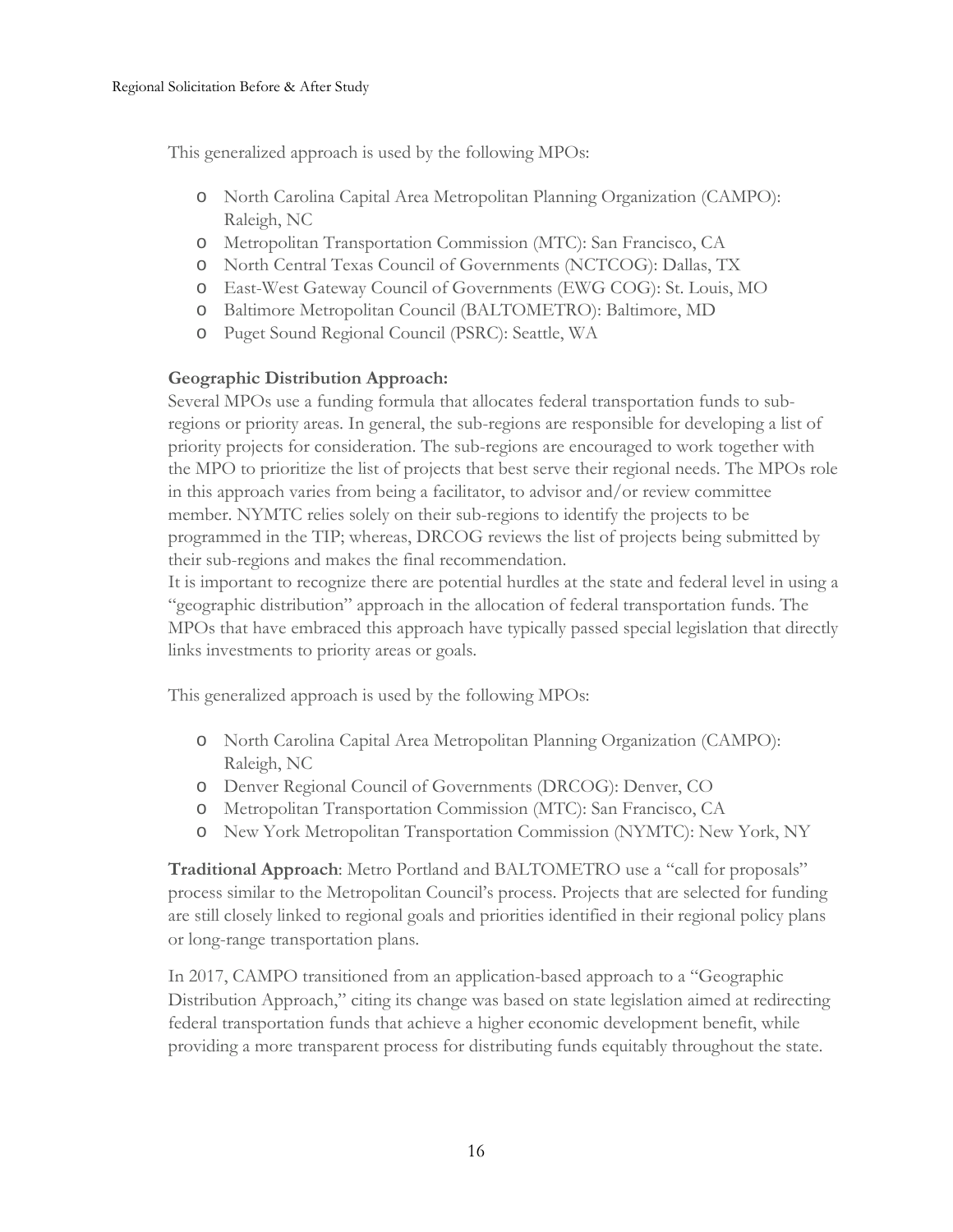This generalized approach is used by the following MPOs:

- North Carolina Capital Area Metropolitan Planning Organization (CAMPO): Raleigh, NC
- Metropolitan Transportation Commission (MTC): San Francisco, CA
- North Central Texas Council of Governments (NCTCOG): Dallas, TX
- East-West Gateway Council of Governments (EWG COG): St. Louis, MO
- Baltimore Metropolitan Council (BALTOMETRO): Baltimore, MD
- Puget Sound Regional Council (PSRC): Seattle, WA

**Geographic Distribution Approach:**
Several MPOs use a funding formula that allocates federal transportation funds to sub-regions or priority areas. In general, the sub-regions are responsible for developing a list of priority projects for consideration. The sub-regions are encouraged to work together with the MPO to prioritize the list of projects that best serve their regional needs. The MPOs role in this approach varies from being a facilitator, to advisor and/or review committee member. NYMTC relies solely on their sub-regions to identify the projects to be programmed in the TIP; whereas, DRCOG reviews the list of projects being submitted by their sub-regions and makes the final recommendation.
It is important to recognize there are potential hurdles at the state and federal level in using a "geographic distribution" approach in the allocation of federal transportation funds. The MPOs that have embraced this approach have typically passed special legislation that directly links investments to priority areas or goals.

This generalized approach is used by the following MPOs:

- North Carolina Capital Area Metropolitan Planning Organization (CAMPO): Raleigh, NC
- Denver Regional Council of Governments (DRCOG): Denver, CO
- Metropolitan Transportation Commission (MTC): San Francisco, CA
- New York Metropolitan Transportation Commission (NYMTC): New York, NY

**Traditional Approach**: Metro Portland and BALTOMETRO use a "call for proposals" process similar to the Metropolitan Council's process. Projects that are selected for funding are still closely linked to regional goals and priorities identified in their regional policy plans or long-range transportation plans.

In 2017, CAMPO transitioned from an application-based approach to a "Geographic Distribution Approach," citing its change was based on state legislation aimed at redirecting federal transportation funds that achieve a higher economic development benefit, while providing a more transparent process for distributing funds equitably throughout the state.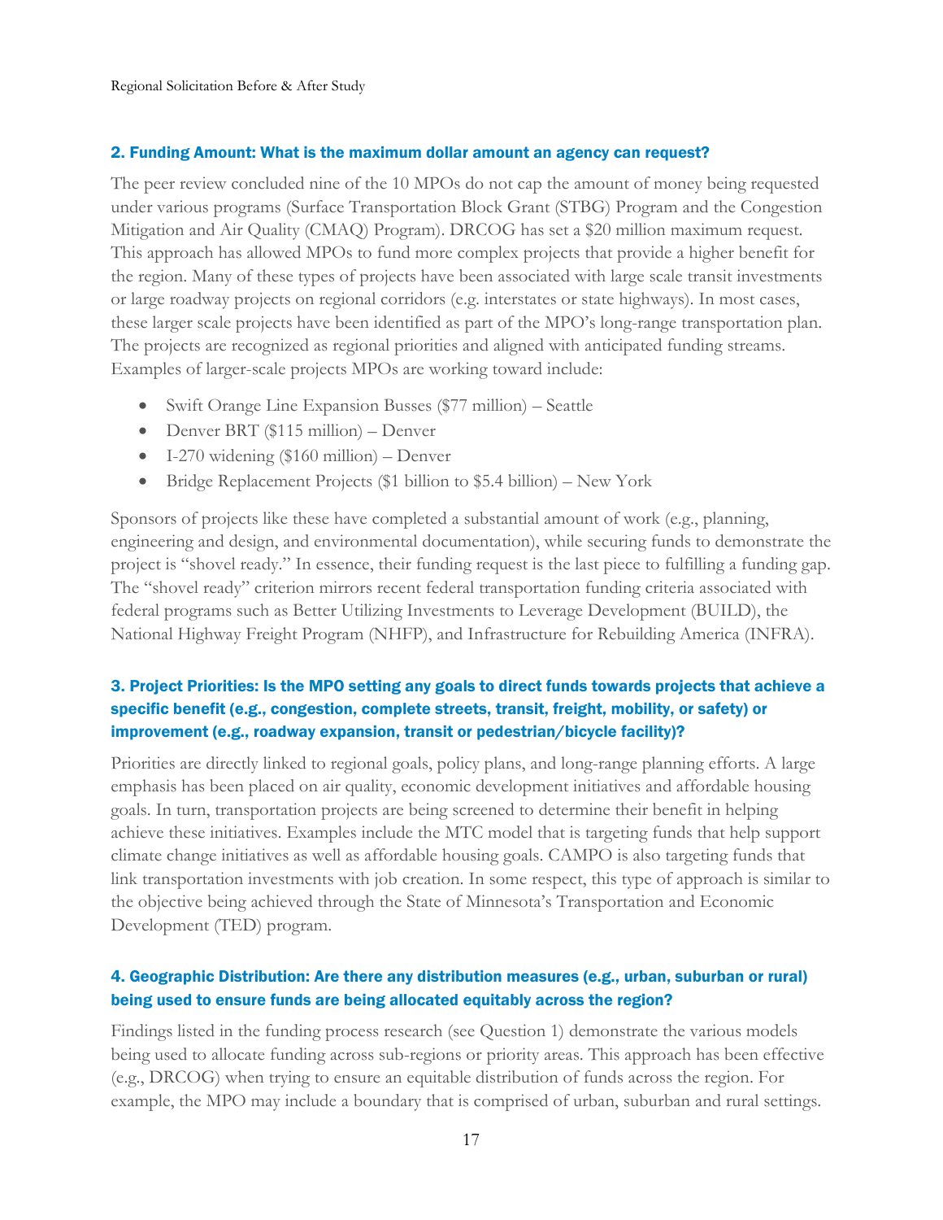### 2. Funding Amount: What is the maximum dollar amount an agency can request?

The peer review concluded nine of the 10 MPOs do not cap the amount of money being requested under various programs (Surface Transportation Block Grant (STBG) Program and the Congestion Mitigation and Air Quality (CMAQ) Program). DRCOG has set a $20 million maximum request. This approach has allowed MPOs to fund more complex projects that provide a higher benefit for the region. Many of these types of projects have been associated with large scale transit investments or large roadway projects on regional corridors (e.g. interstates or state highways). In most cases, these larger scale projects have been identified as part of the MPO's long-range transportation plan. The projects are recognized as regional priorities and aligned with anticipated funding streams. Examples of larger-scale projects MPOs are working toward include:

- Swift Orange Line Expansion Busses ($77 million) – Seattle
- Denver BRT ($115 million) – Denver
- I-270 widening ($160 million) – Denver
- Bridge Replacement Projects ($1 billion to $5.4 billion) – New York

Sponsors of projects like these have completed a substantial amount of work (e.g., planning, engineering and design, and environmental documentation), while securing funds to demonstrate the project is "shovel ready." In essence, their funding request is the last piece to fulfilling a funding gap. The "shovel ready" criterion mirrors recent federal transportation funding criteria associated with federal programs such as Better Utilizing Investments to Leverage Development (BUILD), the National Highway Freight Program (NHFP), and Infrastructure for Rebuilding America (INFRA).

### 3. Project Priorities: Is the MPO setting any goals to direct funds towards projects that achieve a specific benefit (e.g., congestion, complete streets, transit, freight, mobility, or safety) or improvement (e.g., roadway expansion, transit or pedestrian/bicycle facility)?

Priorities are directly linked to regional goals, policy plans, and long-range planning efforts. A large emphasis has been placed on air quality, economic development initiatives and affordable housing goals. In turn, transportation projects are being screened to determine their benefit in helping achieve these initiatives. Examples include the MTC model that is targeting funds that help support climate change initiatives as well as affordable housing goals. CAMPO is also targeting funds that link transportation investments with job creation. In some respect, this type of approach is similar to the objective being achieved through the State of Minnesota's Transportation and Economic Development (TED) program.

### 4. Geographic Distribution: Are there any distribution measures (e.g., urban, suburban or rural) being used to ensure funds are being allocated equitably across the region?

Findings listed in the funding process research (see Question 1) demonstrate the various models being used to allocate funding across sub-regions or priority areas. This approach has been effective (e.g., DRCOG) when trying to ensure an equitable distribution of funds across the region. For example, the MPO may include a boundary that is comprised of urban, suburban and rural settings.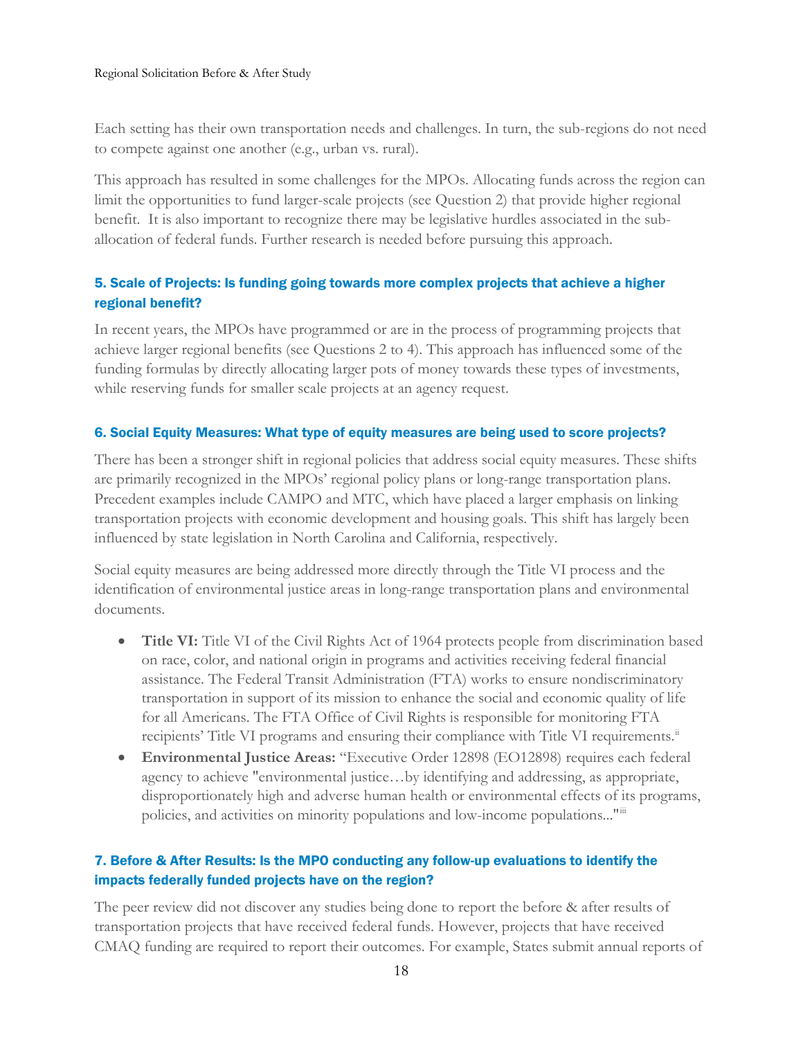Each setting has their own transportation needs and challenges. In turn, the sub-regions do not need to compete against one another (e.g., urban vs. rural).

This approach has resulted in some challenges for the MPOs. Allocating funds across the region can limit the opportunities to fund larger-scale projects (see Question 2) that provide higher regional benefit. It is also important to recognize there may be legislative hurdles associated in the sub-allocation of federal funds. Further research is needed before pursuing this approach.

### 5. Scale of Projects: Is funding going towards more complex projects that achieve a higher regional benefit?

In recent years, the MPOs have programmed or are in the process of programming projects that achieve larger regional benefits (see Questions 2 to 4). This approach has influenced some of the funding formulas by directly allocating larger pots of money towards these types of investments, while reserving funds for smaller scale projects at an agency request.

### 6. Social Equity Measures: What type of equity measures are being used to score projects?

There has been a stronger shift in regional policies that address social equity measures. These shifts are primarily recognized in the MPOs' regional policy plans or long-range transportation plans. Precedent examples include CAMPO and MTC, which have placed a larger emphasis on linking transportation projects with economic development and housing goals. This shift has largely been influenced by state legislation in North Carolina and California, respectively.

Social equity measures are being addressed more directly through the Title VI process and the identification of environmental justice areas in long-range transportation plans and environmental documents.

- **Title VI:** Title VI of the Civil Rights Act of 1964 protects people from discrimination based on race, color, and national origin in programs and activities receiving federal financial assistance. The Federal Transit Administration (FTA) works to ensure nondiscriminatory transportation in support of its mission to enhance the social and economic quality of life for all Americans. The FTA Office of Civil Rights is responsible for monitoring FTA recipients' Title VI programs and ensuring their compliance with Title VI requirements.[ii]
- **Environmental Justice Areas:** "Executive Order 12898 (EO12898) requires each federal agency to achieve "environmental justice…by identifying and addressing, as appropriate, disproportionately high and adverse human health or environmental effects of its programs, policies, and activities on minority populations and low-income populations..."[iii]

### 7. Before & After Results: Is the MPO conducting any follow-up evaluations to identify the impacts federally funded projects have on the region?

The peer review did not discover any studies being done to report the before & after results of transportation projects that have received federal funds. However, projects that have received CMAQ funding are required to report their outcomes. For example, States submit annual reports of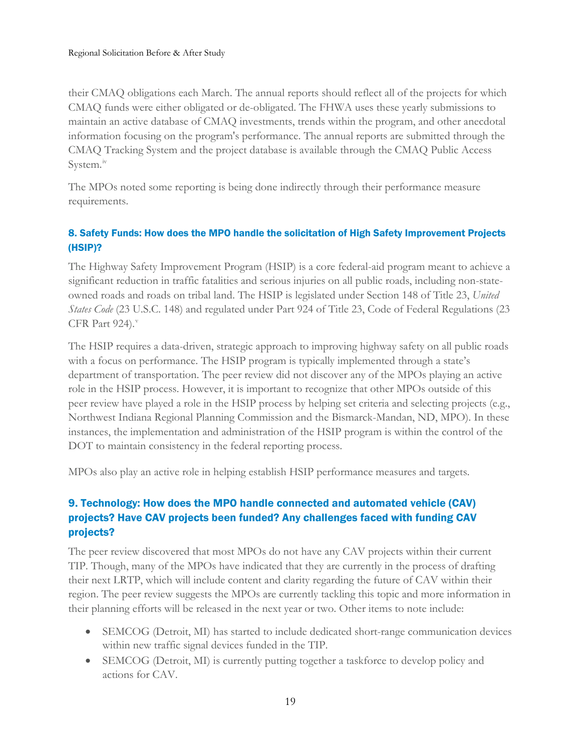their CMAQ obligations each March. The annual reports should reflect all of the projects for which CMAQ funds were either obligated or de-obligated. The FHWA uses these yearly submissions to maintain an active database of CMAQ investments, trends within the program, and other anecdotal information focusing on the program's performance. The annual reports are submitted through the CMAQ Tracking System and the project database is available through the CMAQ Public Access System.[iv]

The MPOs noted some reporting is being done indirectly through their performance measure requirements.

### 8. Safety Funds: How does the MPO handle the solicitation of High Safety Improvement Projects (HSIP)?

The Highway Safety Improvement Program (HSIP) is a core federal-aid program meant to achieve a significant reduction in traffic fatalities and serious injuries on all public roads, including non-state-owned roads and roads on tribal land. The HSIP is legislated under Section 148 of Title 23, *United States Code* (23 U.S.C. 148) and regulated under Part 924 of Title 23, Code of Federal Regulations (23 CFR Part 924).[v]

The HSIP requires a data-driven, strategic approach to improving highway safety on all public roads with a focus on performance. The HSIP program is typically implemented through a state's department of transportation. The peer review did not discover any of the MPOs playing an active role in the HSIP process. However, it is important to recognize that other MPOs outside of this peer review have played a role in the HSIP process by helping set criteria and selecting projects (e.g., Northwest Indiana Regional Planning Commission and the Bismarck-Mandan, ND, MPO). In these instances, the implementation and administration of the HSIP program is within the control of the DOT to maintain consistency in the federal reporting process.

MPOs also play an active role in helping establish HSIP performance measures and targets.

### 9. Technology: How does the MPO handle connected and automated vehicle (CAV) projects? Have CAV projects been funded? Any challenges faced with funding CAV projects?

The peer review discovered that most MPOs do not have any CAV projects within their current TIP. Though, many of the MPOs have indicated that they are currently in the process of drafting their next LRTP, which will include content and clarity regarding the future of CAV within their region. The peer review suggests the MPOs are currently tackling this topic and more information in their planning efforts will be released in the next year or two. Other items to note include:

- SEMCOG (Detroit, MI) has started to include dedicated short-range communication devices within new traffic signal devices funded in the TIP.
- SEMCOG (Detroit, MI) is currently putting together a taskforce to develop policy and actions for CAV.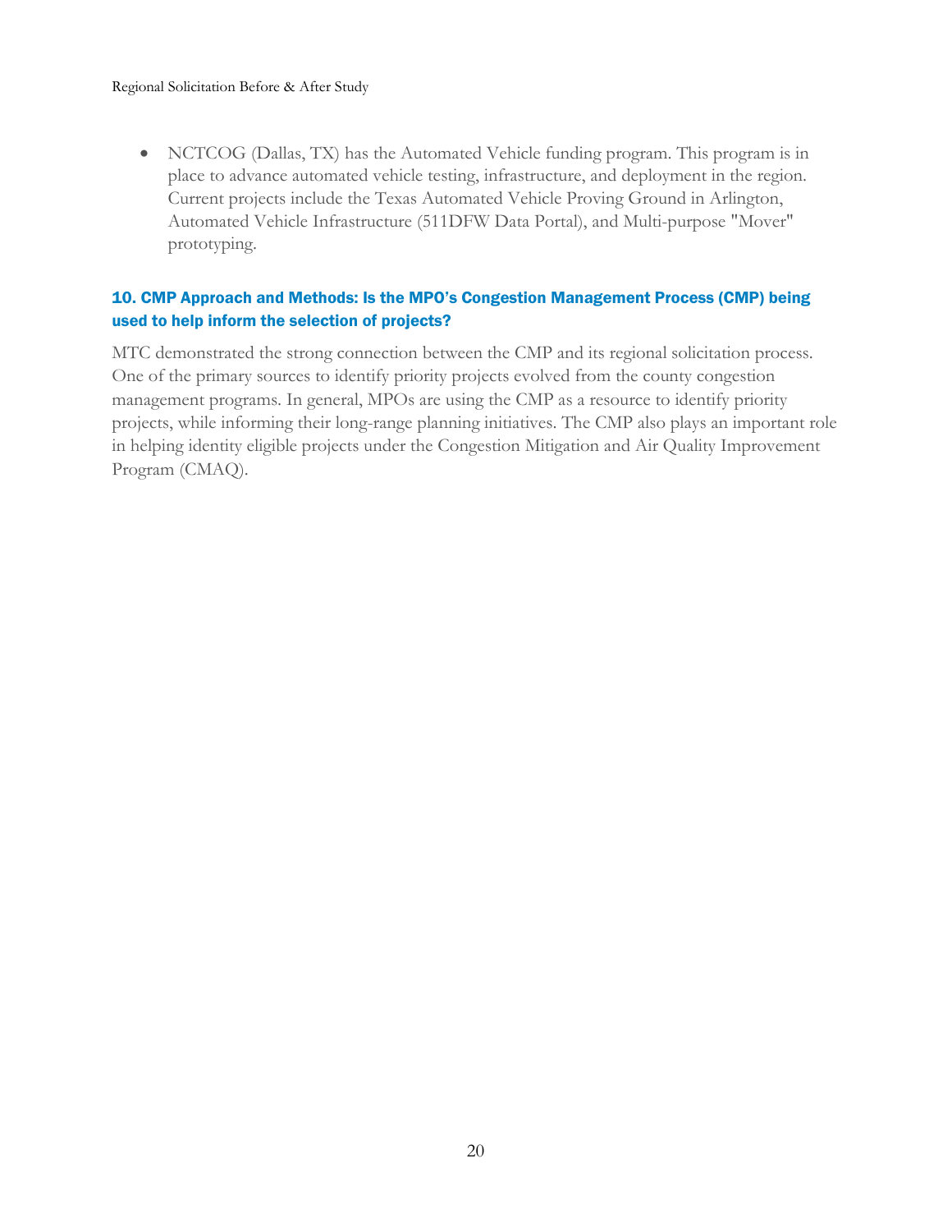- NCTCOG (Dallas, TX) has the Automated Vehicle funding program. This program is in place to advance automated vehicle testing, infrastructure, and deployment in the region. Current projects include the Texas Automated Vehicle Proving Ground in Arlington, Automated Vehicle Infrastructure (511DFW Data Portal), and Multi-purpose "Mover" prototyping.

### 10. CMP Approach and Methods: Is the MPO's Congestion Management Process (CMP) being used to help inform the selection of projects?

MTC demonstrated the strong connection between the CMP and its regional solicitation process. One of the primary sources to identify priority projects evolved from the county congestion management programs. In general, MPOs are using the CMP as a resource to identify priority projects, while informing their long-range planning initiatives. The CMP also plays an important role in helping identity eligible projects under the Congestion Mitigation and Air Quality Improvement Program (CMAQ).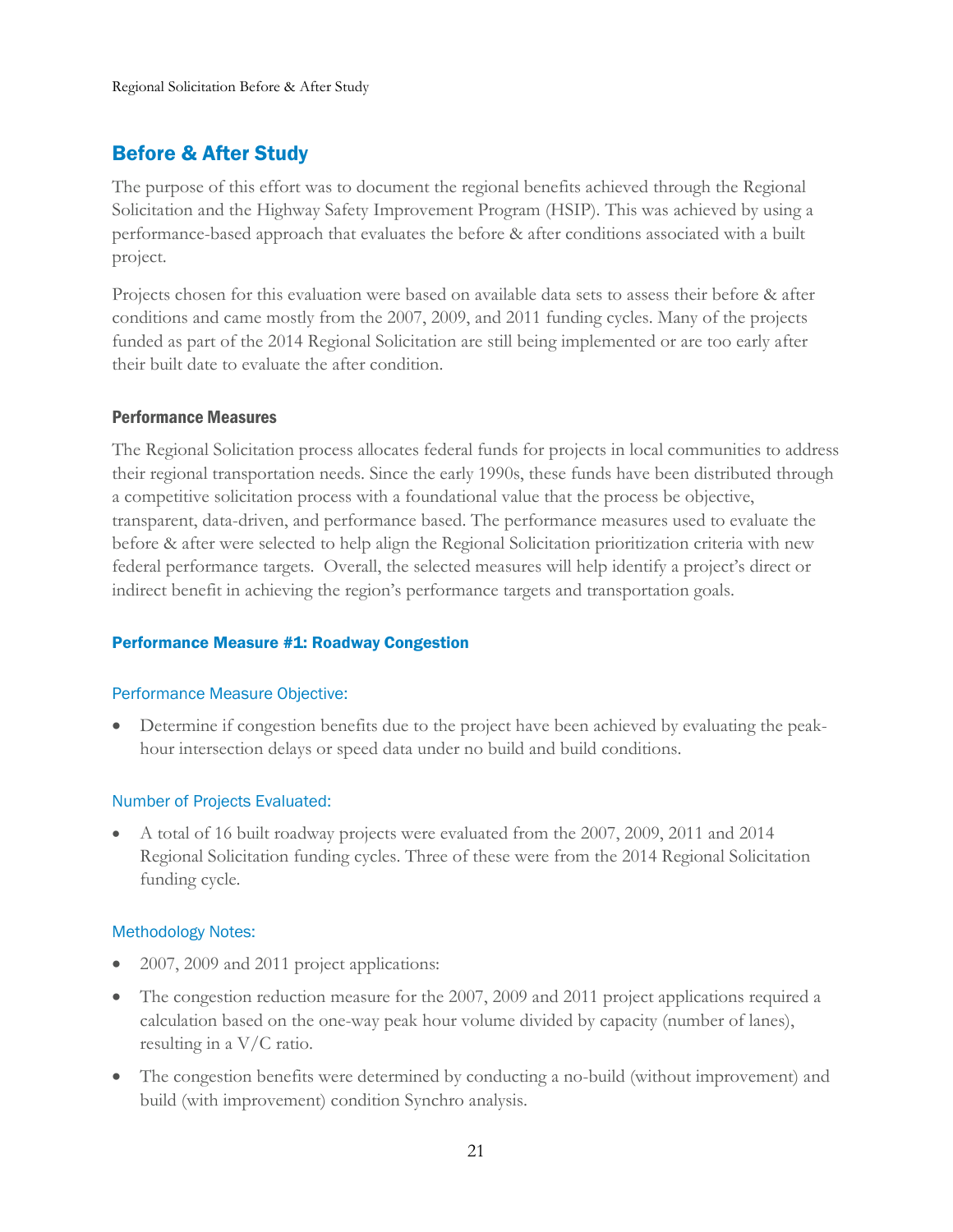## Before & After Study

The purpose of this effort was to document the regional benefits achieved through the Regional Solicitation and the Highway Safety Improvement Program (HSIP). This was achieved by using a performance-based approach that evaluates the before & after conditions associated with a built project.

Projects chosen for this evaluation were based on available data sets to assess their before & after conditions and came mostly from the 2007, 2009, and 2011 funding cycles. Many of the projects funded as part of the 2014 Regional Solicitation are still being implemented or are too early after their built date to evaluate the after condition.

### Performance Measures

The Regional Solicitation process allocates federal funds for projects in local communities to address their regional transportation needs. Since the early 1990s, these funds have been distributed through a competitive solicitation process with a foundational value that the process be objective, transparent, data-driven, and performance based. The performance measures used to evaluate the before & after were selected to help align the Regional Solicitation prioritization criteria with new federal performance targets. Overall, the selected measures will help identify a project's direct or indirect benefit in achieving the region's performance targets and transportation goals.

#### Performance Measure #1: Roadway Congestion

##### Performance Measure Objective:

- Determine if congestion benefits due to the project have been achieved by evaluating the peak-hour intersection delays or speed data under no build and build conditions.

##### Number of Projects Evaluated:

- A total of 16 built roadway projects were evaluated from the 2007, 2009, 2011 and 2014 Regional Solicitation funding cycles. Three of these were from the 2014 Regional Solicitation funding cycle.

##### Methodology Notes:

- 2007, 2009 and 2011 project applications:
- The congestion reduction measure for the 2007, 2009 and 2011 project applications required a calculation based on the one-way peak hour volume divided by capacity (number of lanes), resulting in a V/C ratio.
- The congestion benefits were determined by conducting a no-build (without improvement) and build (with improvement) condition Synchro analysis.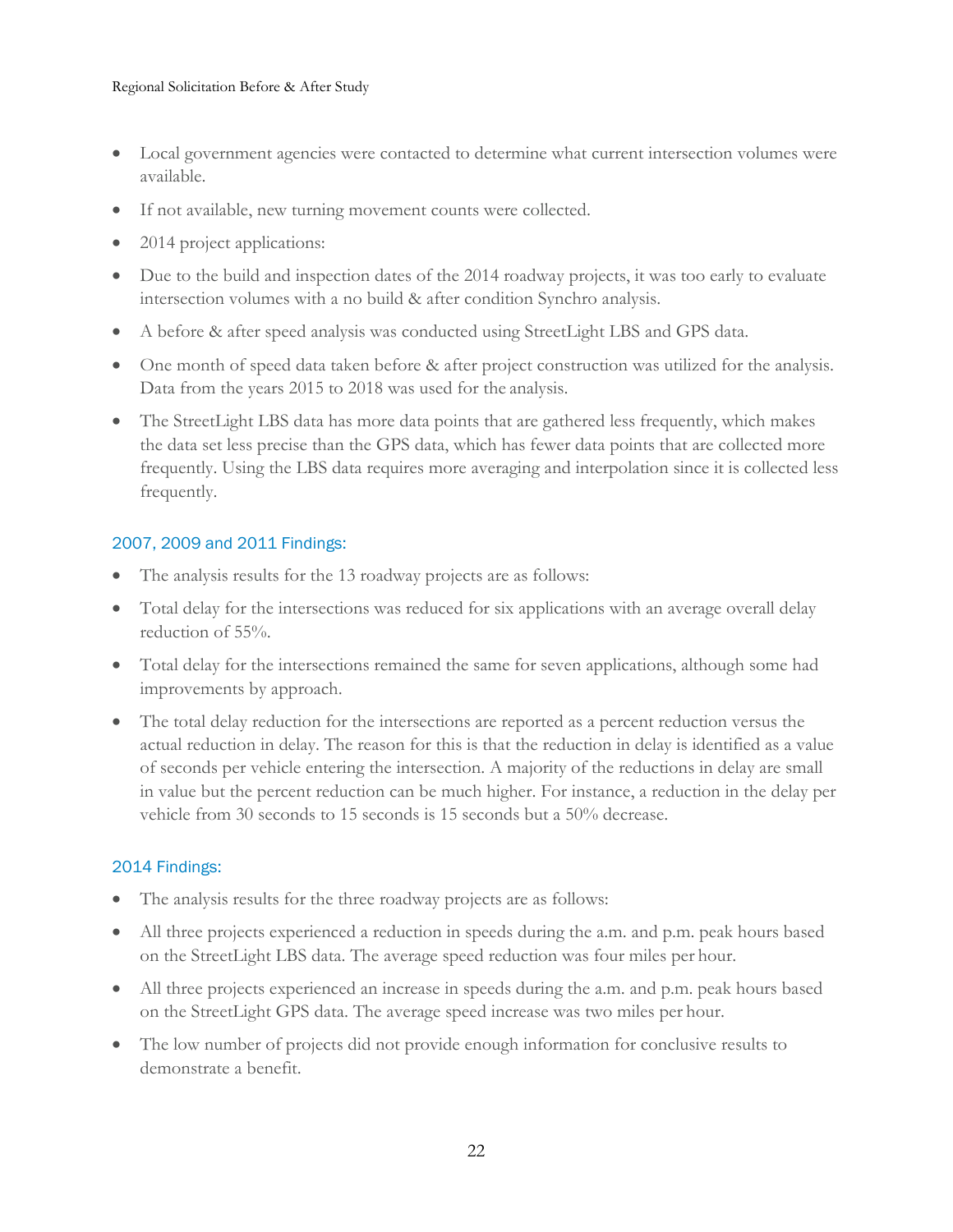- Local government agencies were contacted to determine what current intersection volumes were available.
- If not available, new turning movement counts were collected.
- 2014 project applications:
- Due to the build and inspection dates of the 2014 roadway projects, it was too early to evaluate intersection volumes with a no build & after condition Synchro analysis.
- A before & after speed analysis was conducted using StreetLight LBS and GPS data.
- One month of speed data taken before & after project construction was utilized for the analysis. Data from the years 2015 to 2018 was used for the analysis.
- The StreetLight LBS data has more data points that are gathered less frequently, which makes the data set less precise than the GPS data, which has fewer data points that are collected more frequently. Using the LBS data requires more averaging and interpolation since it is collected less frequently.

### 2007, 2009 and 2011 Findings:

- The analysis results for the 13 roadway projects are as follows:
- Total delay for the intersections was reduced for six applications with an average overall delay reduction of 55%.
- Total delay for the intersections remained the same for seven applications, although some had improvements by approach.
- The total delay reduction for the intersections are reported as a percent reduction versus the actual reduction in delay. The reason for this is that the reduction in delay is identified as a value of seconds per vehicle entering the intersection. A majority of the reductions in delay are small in value but the percent reduction can be much higher. For instance, a reduction in the delay per vehicle from 30 seconds to 15 seconds is 15 seconds but a 50% decrease.

### 2014 Findings:

- The analysis results for the three roadway projects are as follows:
- All three projects experienced a reduction in speeds during the a.m. and p.m. peak hours based on the StreetLight LBS data. The average speed reduction was four miles per hour.
- All three projects experienced an increase in speeds during the a.m. and p.m. peak hours based on the StreetLight GPS data. The average speed increase was two miles per hour.
- The low number of projects did not provide enough information for conclusive results to demonstrate a benefit.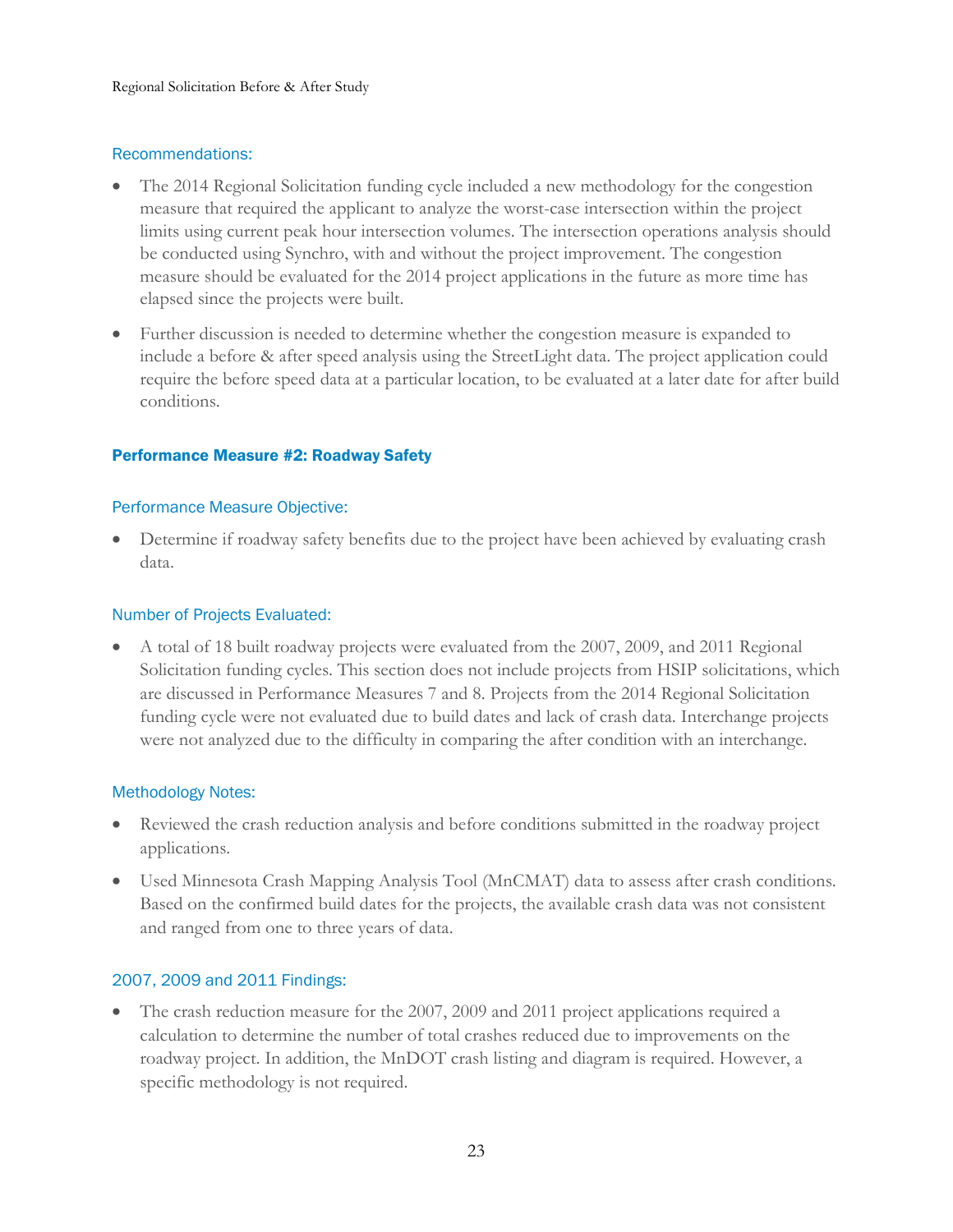### Recommendations:

- The 2014 Regional Solicitation funding cycle included a new methodology for the congestion measure that required the applicant to analyze the worst-case intersection within the project limits using current peak hour intersection volumes. The intersection operations analysis should be conducted using Synchro, with and without the project improvement. The congestion measure should be evaluated for the 2014 project applications in the future as more time has elapsed since the projects were built.
- Further discussion is needed to determine whether the congestion measure is expanded to include a before & after speed analysis using the StreetLight data. The project application could require the before speed data at a particular location, to be evaluated at a later date for after build conditions.

## Performance Measure #2: Roadway Safety

### Performance Measure Objective:

- Determine if roadway safety benefits due to the project have been achieved by evaluating crash data.

### Number of Projects Evaluated:

- A total of 18 built roadway projects were evaluated from the 2007, 2009, and 2011 Regional Solicitation funding cycles. This section does not include projects from HSIP solicitations, which are discussed in Performance Measures 7 and 8. Projects from the 2014 Regional Solicitation funding cycle were not evaluated due to build dates and lack of crash data. Interchange projects were not analyzed due to the difficulty in comparing the after condition with an interchange.

### Methodology Notes:

- Reviewed the crash reduction analysis and before conditions submitted in the roadway project applications.
- Used Minnesota Crash Mapping Analysis Tool (MnCMAT) data to assess after crash conditions. Based on the confirmed build dates for the projects, the available crash data was not consistent and ranged from one to three years of data.

### 2007, 2009 and 2011 Findings:

- The crash reduction measure for the 2007, 2009 and 2011 project applications required a calculation to determine the number of total crashes reduced due to improvements on the roadway project. In addition, the MnDOT crash listing and diagram is required. However, a specific methodology is not required.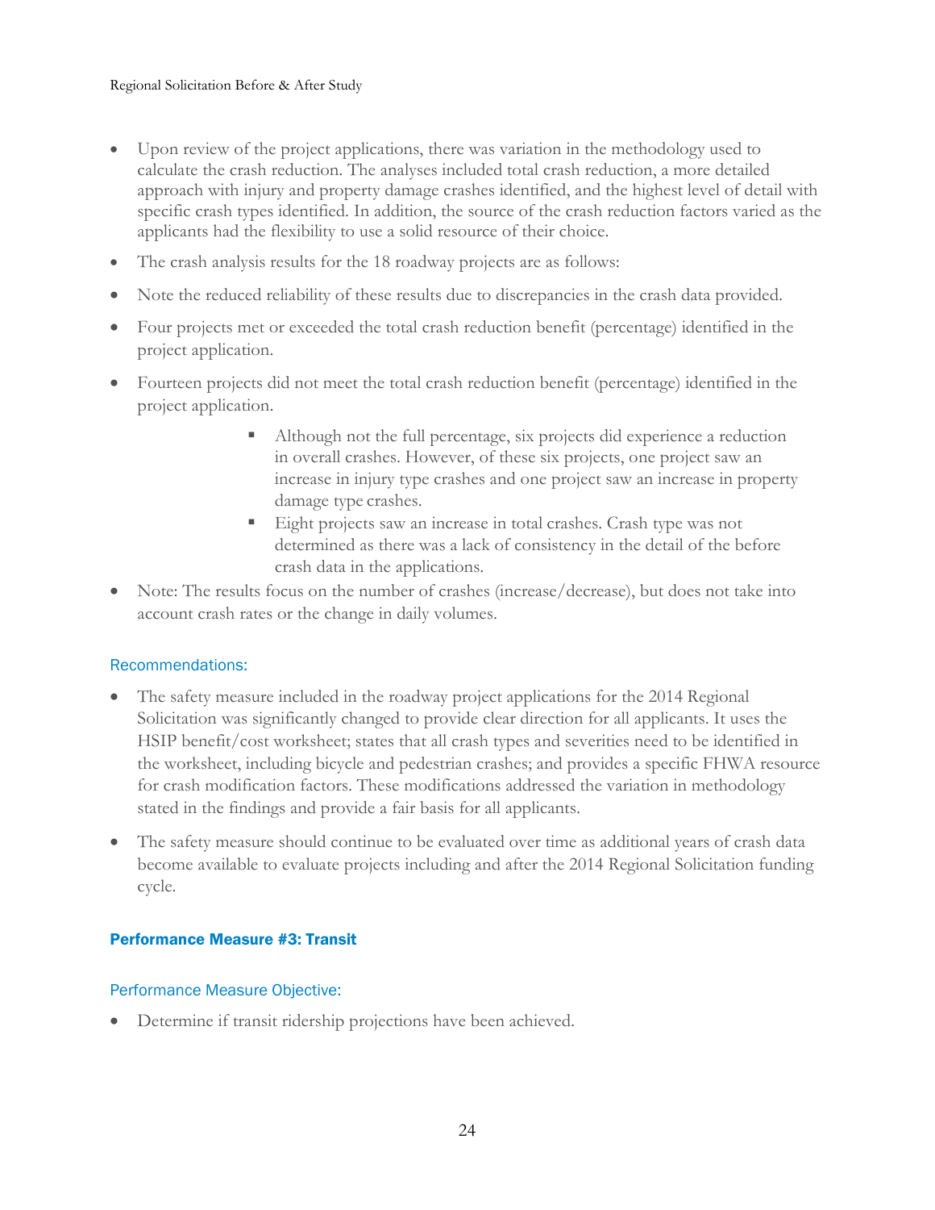- Upon review of the project applications, there was variation in the methodology used to calculate the crash reduction. The analyses included total crash reduction, a more detailed approach with injury and property damage crashes identified, and the highest level of detail with specific crash types identified. In addition, the source of the crash reduction factors varied as the applicants had the flexibility to use a solid resource of their choice.
- The crash analysis results for the 18 roadway projects are as follows:
- Note the reduced reliability of these results due to discrepancies in the crash data provided.
- Four projects met or exceeded the total crash reduction benefit (percentage) identified in the project application.
- Fourteen projects did not meet the total crash reduction benefit (percentage) identified in the project application.
    - Although not the full percentage, six projects did experience a reduction in overall crashes. However, of these six projects, one project saw an increase in injury type crashes and one project saw an increase in property damage type crashes.
    - Eight projects saw an increase in total crashes. Crash type was not determined as there was a lack of consistency in the detail of the before crash data in the applications.
- Note: The results focus on the number of crashes (increase/decrease), but does not take into account crash rates or the change in daily volumes.

### Recommendations:

- The safety measure included in the roadway project applications for the 2014 Regional Solicitation was significantly changed to provide clear direction for all applicants. It uses the HSIP benefit/cost worksheet; states that all crash types and severities need to be identified in the worksheet, including bicycle and pedestrian crashes; and provides a specific FHWA resource for crash modification factors. These modifications addressed the variation in methodology stated in the findings and provide a fair basis for all applicants.
- The safety measure should continue to be evaluated over time as additional years of crash data become available to evaluate projects including and after the 2014 Regional Solicitation funding cycle.

## Performance Measure #3: Transit

### Performance Measure Objective:

- Determine if transit ridership projections have been achieved.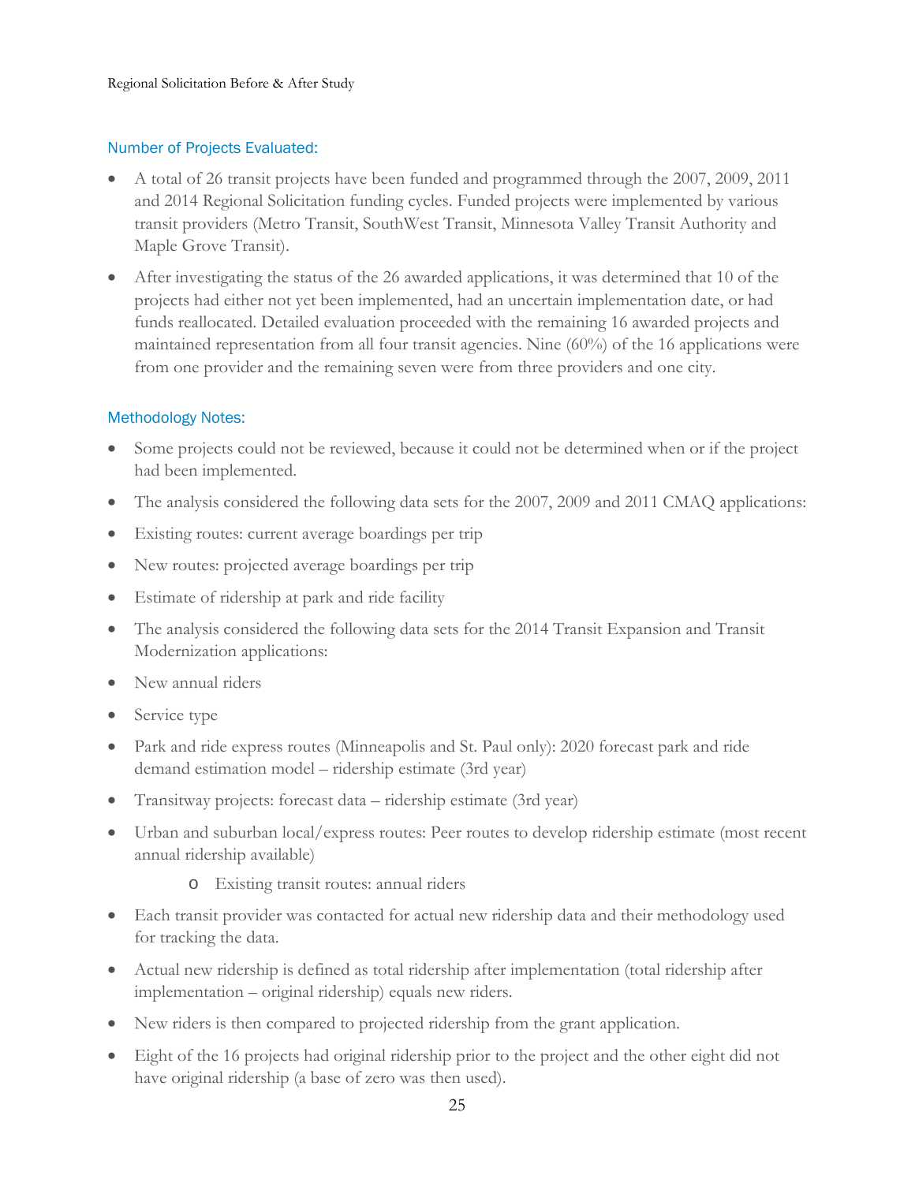### Number of Projects Evaluated:

- A total of 26 transit projects have been funded and programmed through the 2007, 2009, 2011 and 2014 Regional Solicitation funding cycles. Funded projects were implemented by various transit providers (Metro Transit, SouthWest Transit, Minnesota Valley Transit Authority and Maple Grove Transit).
- After investigating the status of the 26 awarded applications, it was determined that 10 of the projects had either not yet been implemented, had an uncertain implementation date, or had funds reallocated. Detailed evaluation proceeded with the remaining 16 awarded projects and maintained representation from all four transit agencies. Nine (60%) of the 16 applications were from one provider and the remaining seven were from three providers and one city.

### Methodology Notes:

- Some projects could not be reviewed, because it could not be determined when or if the project had been implemented.
- The analysis considered the following data sets for the 2007, 2009 and 2011 CMAQ applications:
- Existing routes: current average boardings per trip
- New routes: projected average boardings per trip
- Estimate of ridership at park and ride facility
- The analysis considered the following data sets for the 2014 Transit Expansion and Transit Modernization applications:
- New annual riders
- Service type
- Park and ride express routes (Minneapolis and St. Paul only): 2020 forecast park and ride demand estimation model – ridership estimate (3rd year)
- Transitway projects: forecast data – ridership estimate (3rd year)
- Urban and suburban local/express routes: Peer routes to develop ridership estimate (most recent annual ridership available)
    - Existing transit routes: annual riders
- Each transit provider was contacted for actual new ridership data and their methodology used for tracking the data.
- Actual new ridership is defined as total ridership after implementation (total ridership after implementation – original ridership) equals new riders.
- New riders is then compared to projected ridership from the grant application.
- Eight of the 16 projects had original ridership prior to the project and the other eight did not have original ridership (a base of zero was then used).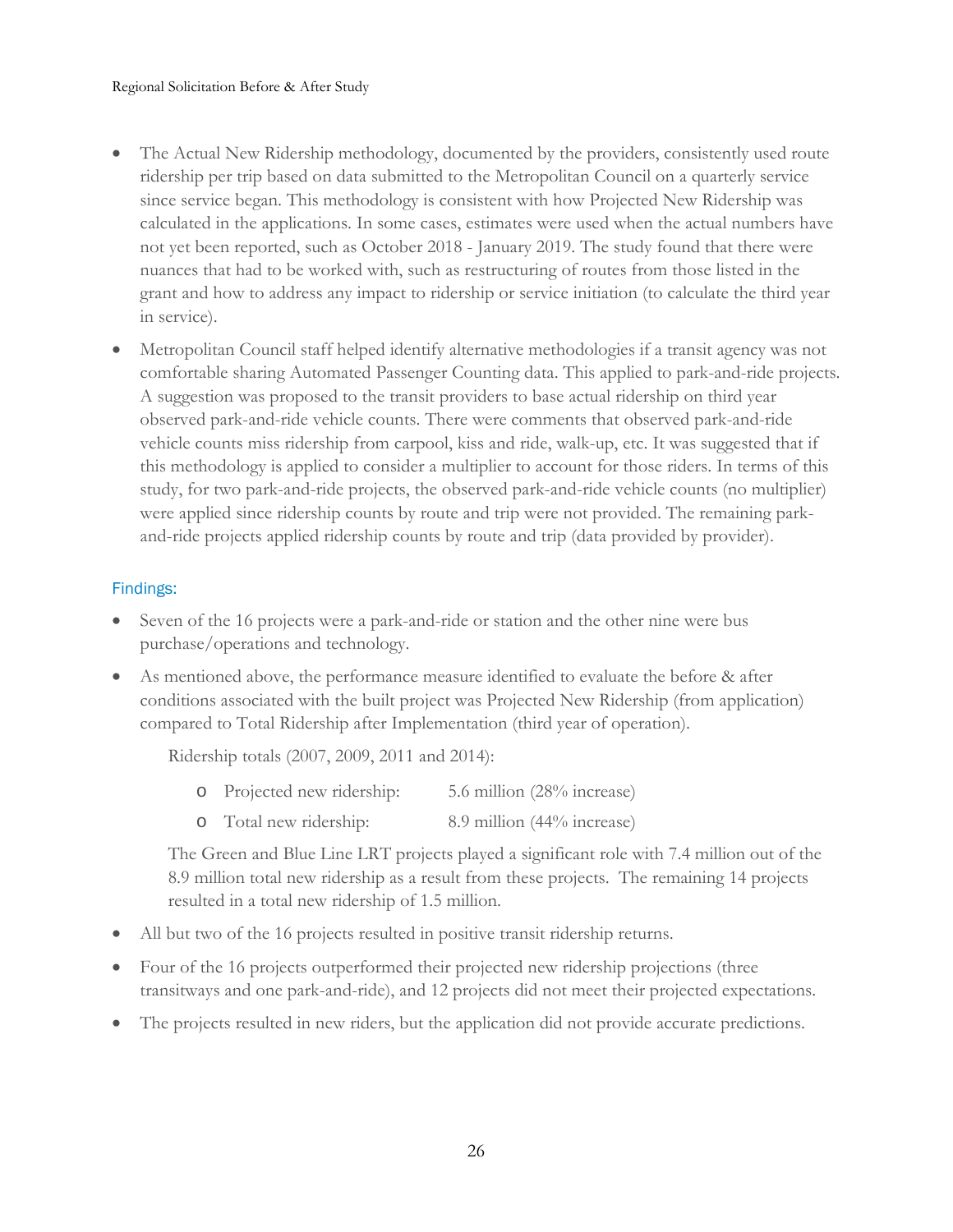- The Actual New Ridership methodology, documented by the providers, consistently used route ridership per trip based on data submitted to the Metropolitan Council on a quarterly service since service began. This methodology is consistent with how Projected New Ridership was calculated in the applications. In some cases, estimates were used when the actual numbers have not yet been reported, such as October 2018 - January 2019. The study found that there were nuances that had to be worked with, such as restructuring of routes from those listed in the grant and how to address any impact to ridership or service initiation (to calculate the third year in service).
- Metropolitan Council staff helped identify alternative methodologies if a transit agency was not comfortable sharing Automated Passenger Counting data. This applied to park-and-ride projects. A suggestion was proposed to the transit providers to base actual ridership on third year observed park-and-ride vehicle counts. There were comments that observed park-and-ride vehicle counts miss ridership from carpool, kiss and ride, walk-up, etc. It was suggested that if this methodology is applied to consider a multiplier to account for those riders. In terms of this study, for two park-and-ride projects, the observed park-and-ride vehicle counts (no multiplier) were applied since ridership counts by route and trip were not provided. The remaining park-and-ride projects applied ridership counts by route and trip (data provided by provider).

### Findings:

- Seven of the 16 projects were a park-and-ride or station and the other nine were bus purchase/operations and technology.
- As mentioned above, the performance measure identified to evaluate the before & after conditions associated with the built project was Projected New Ridership (from application) compared to Total Ridership after Implementation (third year of operation).

  Ridership totals (2007, 2009, 2011 and 2014):

  - Projected new ridership: 5.6 million (28% increase)
  - Total new ridership: 8.9 million (44% increase)

  The Green and Blue Line LRT projects played a significant role with 7.4 million out of the 8.9 million total new ridership as a result from these projects. The remaining 14 projects resulted in a total new ridership of 1.5 million.
- All but two of the 16 projects resulted in positive transit ridership returns.
- Four of the 16 projects outperformed their projected new ridership projections (three transitways and one park-and-ride), and 12 projects did not meet their projected expectations.
- The projects resulted in new riders, but the application did not provide accurate predictions.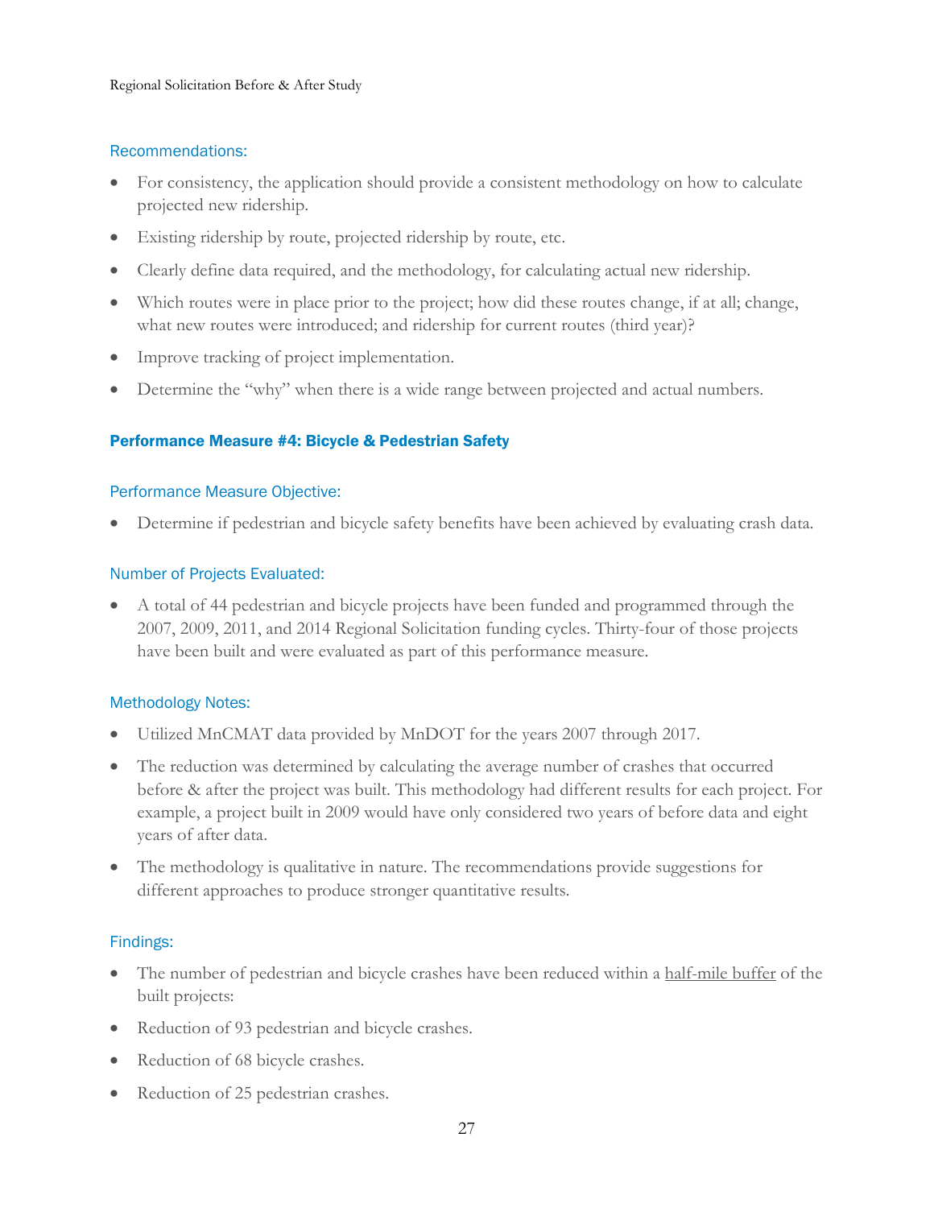### Recommendations:

- For consistency, the application should provide a consistent methodology on how to calculate projected new ridership.
- Existing ridership by route, projected ridership by route, etc.
- Clearly define data required, and the methodology, for calculating actual new ridership.
- Which routes were in place prior to the project; how did these routes change, if at all; change, what new routes were introduced; and ridership for current routes (third year)?
- Improve tracking of project implementation.
- Determine the "why" when there is a wide range between projected and actual numbers.

## Performance Measure #4: Bicycle & Pedestrian Safety

### Performance Measure Objective:

- Determine if pedestrian and bicycle safety benefits have been achieved by evaluating crash data.

### Number of Projects Evaluated:

- A total of 44 pedestrian and bicycle projects have been funded and programmed through the 2007, 2009, 2011, and 2014 Regional Solicitation funding cycles. Thirty-four of those projects have been built and were evaluated as part of this performance measure.

### Methodology Notes:

- Utilized MnCMAT data provided by MnDOT for the years 2007 through 2017.
- The reduction was determined by calculating the average number of crashes that occurred before & after the project was built. This methodology had different results for each project. For example, a project built in 2009 would have only considered two years of before data and eight years of after data.
- The methodology is qualitative in nature. The recommendations provide suggestions for different approaches to produce stronger quantitative results.

### Findings:

- The number of pedestrian and bicycle crashes have been reduced within a <u>half-mile buffer</u> of the built projects:
- Reduction of 93 pedestrian and bicycle crashes.
- Reduction of 68 bicycle crashes.
- Reduction of 25 pedestrian crashes.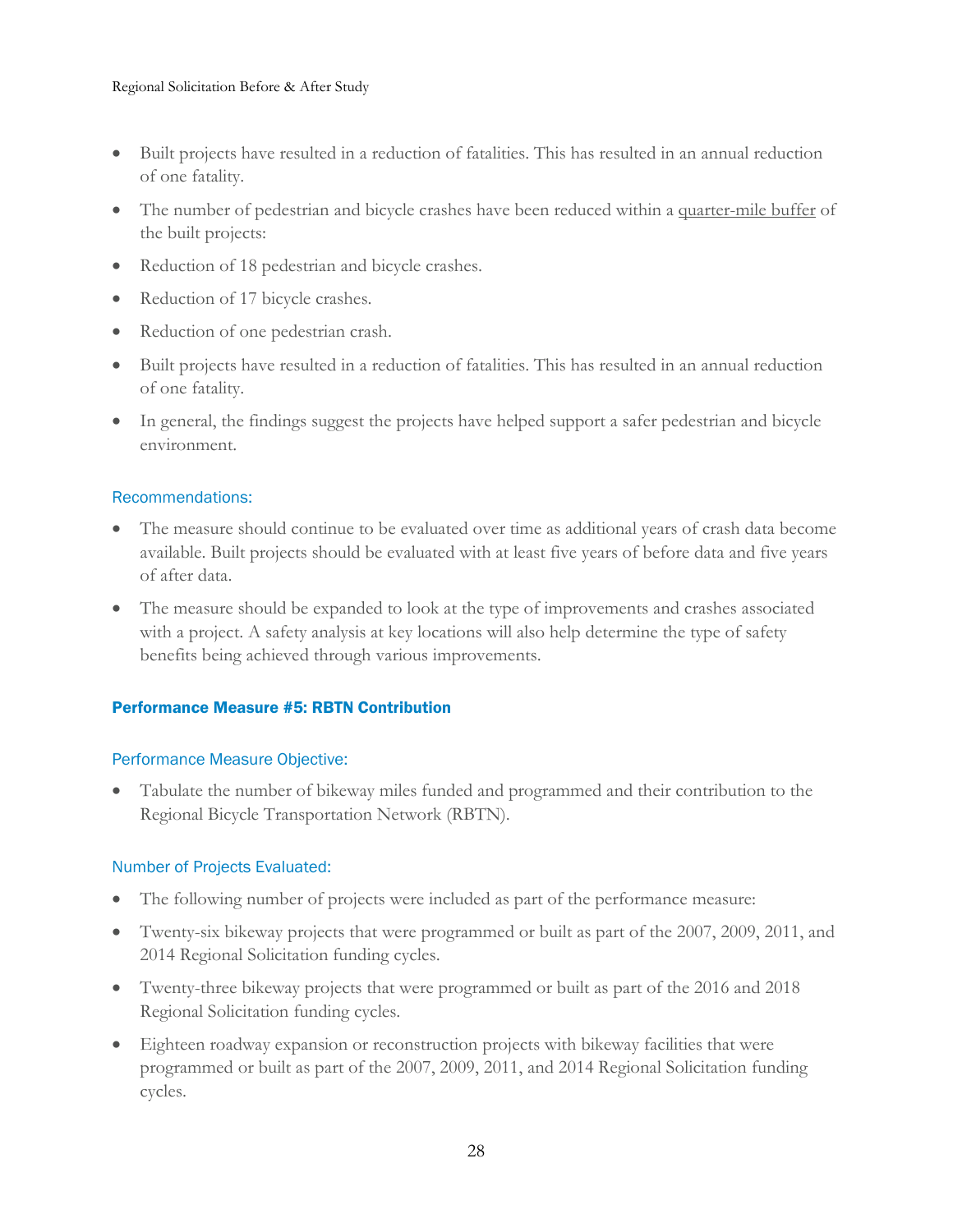- Built projects have resulted in a reduction of fatalities. This has resulted in an annual reduction of one fatality.
- The number of pedestrian and bicycle crashes have been reduced within a quarter-mile buffer of the built projects:
- Reduction of 18 pedestrian and bicycle crashes.
- Reduction of 17 bicycle crashes.
- Reduction of one pedestrian crash.
- Built projects have resulted in a reduction of fatalities. This has resulted in an annual reduction of one fatality.
- In general, the findings suggest the projects have helped support a safer pedestrian and bicycle environment.

#### Recommendations:

- The measure should continue to be evaluated over time as additional years of crash data become available. Built projects should be evaluated with at least five years of before data and five years of after data.
- The measure should be expanded to look at the type of improvements and crashes associated with a project. A safety analysis at key locations will also help determine the type of safety benefits being achieved through various improvements.

### Performance Measure #5: RBTN Contribution

#### Performance Measure Objective:

- Tabulate the number of bikeway miles funded and programmed and their contribution to the Regional Bicycle Transportation Network (RBTN).

#### Number of Projects Evaluated:

- The following number of projects were included as part of the performance measure:
- Twenty-six bikeway projects that were programmed or built as part of the 2007, 2009, 2011, and 2014 Regional Solicitation funding cycles.
- Twenty-three bikeway projects that were programmed or built as part of the 2016 and 2018 Regional Solicitation funding cycles.
- Eighteen roadway expansion or reconstruction projects with bikeway facilities that were programmed or built as part of the 2007, 2009, 2011, and 2014 Regional Solicitation funding cycles.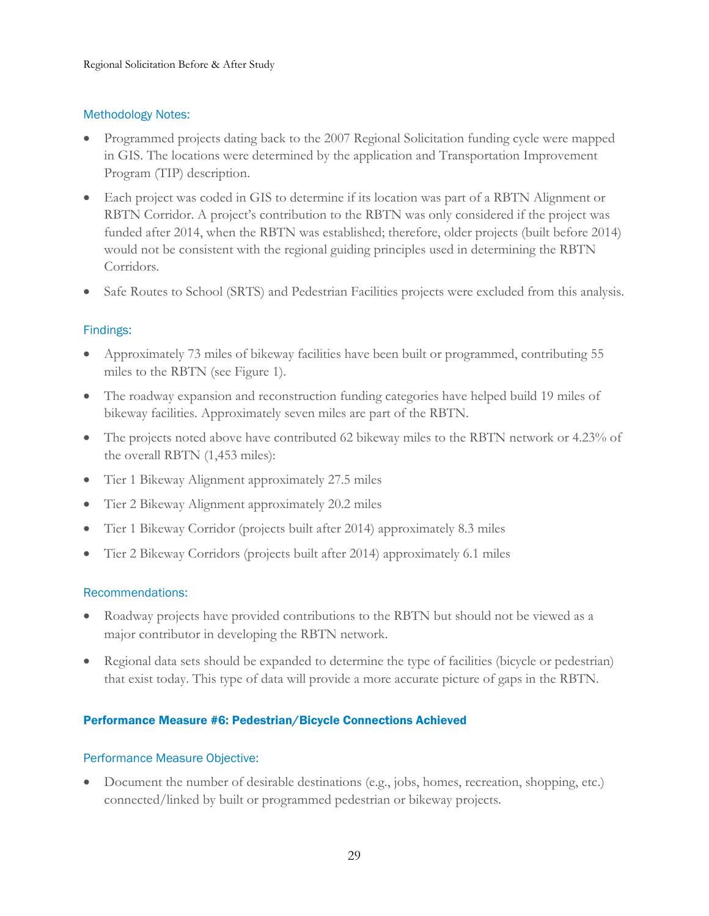### Methodology Notes:

- Programmed projects dating back to the 2007 Regional Solicitation funding cycle were mapped in GIS. The locations were determined by the application and Transportation Improvement Program (TIP) description.
- Each project was coded in GIS to determine if its location was part of a RBTN Alignment or RBTN Corridor. A project's contribution to the RBTN was only considered if the project was funded after 2014, when the RBTN was established; therefore, older projects (built before 2014) would not be consistent with the regional guiding principles used in determining the RBTN Corridors.
- Safe Routes to School (SRTS) and Pedestrian Facilities projects were excluded from this analysis.

### Findings:

- Approximately 73 miles of bikeway facilities have been built or programmed, contributing 55 miles to the RBTN (see Figure 1).
- The roadway expansion and reconstruction funding categories have helped build 19 miles of bikeway facilities. Approximately seven miles are part of the RBTN.
- The projects noted above have contributed 62 bikeway miles to the RBTN network or 4.23% of the overall RBTN (1,453 miles):
- Tier 1 Bikeway Alignment approximately 27.5 miles
- Tier 2 Bikeway Alignment approximately 20.2 miles
- Tier 1 Bikeway Corridor (projects built after 2014) approximately 8.3 miles
- Tier 2 Bikeway Corridors (projects built after 2014) approximately 6.1 miles

### Recommendations:

- Roadway projects have provided contributions to the RBTN but should not be viewed as a major contributor in developing the RBTN network.
- Regional data sets should be expanded to determine the type of facilities (bicycle or pedestrian) that exist today. This type of data will provide a more accurate picture of gaps in the RBTN.

## Performance Measure #6: Pedestrian/Bicycle Connections Achieved

### Performance Measure Objective:

- Document the number of desirable destinations (e.g., jobs, homes, recreation, shopping, etc.) connected/linked by built or programmed pedestrian or bikeway projects.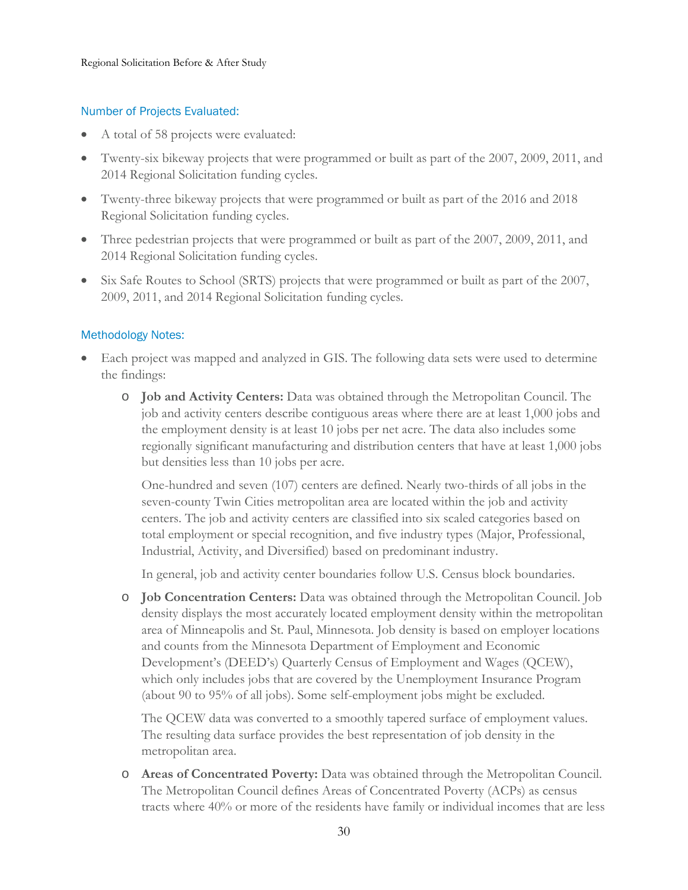### Number of Projects Evaluated:

- A total of 58 projects were evaluated:
- Twenty-six bikeway projects that were programmed or built as part of the 2007, 2009, 2011, and 2014 Regional Solicitation funding cycles.
- Twenty-three bikeway projects that were programmed or built as part of the 2016 and 2018 Regional Solicitation funding cycles.
- Three pedestrian projects that were programmed or built as part of the 2007, 2009, 2011, and 2014 Regional Solicitation funding cycles.
- Six Safe Routes to School (SRTS) projects that were programmed or built as part of the 2007, 2009, 2011, and 2014 Regional Solicitation funding cycles.

### Methodology Notes:

- Each project was mapped and analyzed in GIS. The following data sets were used to determine the findings:
  - **Job and Activity Centers:** Data was obtained through the Metropolitan Council. The job and activity centers describe contiguous areas where there are at least 1,000 jobs and the employment density is at least 10 jobs per net acre. The data also includes some regionally significant manufacturing and distribution centers that have at least 1,000 jobs but densities less than 10 jobs per acre.

    One-hundred and seven (107) centers are defined. Nearly two-thirds of all jobs in the seven-county Twin Cities metropolitan area are located within the job and activity centers. The job and activity centers are classified into six scaled categories based on total employment or special recognition, and five industry types (Major, Professional, Industrial, Activity, and Diversified) based on predominant industry.

    In general, job and activity center boundaries follow U.S. Census block boundaries.
  - **Job Concentration Centers:** Data was obtained through the Metropolitan Council. Job density displays the most accurately located employment density within the metropolitan area of Minneapolis and St. Paul, Minnesota. Job density is based on employer locations and counts from the Minnesota Department of Employment and Economic Development's (DEED's) Quarterly Census of Employment and Wages (QCEW), which only includes jobs that are covered by the Unemployment Insurance Program (about 90 to 95% of all jobs). Some self-employment jobs might be excluded.

    The QCEW data was converted to a smoothly tapered surface of employment values. The resulting data surface provides the best representation of job density in the metropolitan area.
  - **Areas of Concentrated Poverty:** Data was obtained through the Metropolitan Council. The Metropolitan Council defines Areas of Concentrated Poverty (ACPs) as census tracts where 40% or more of the residents have family or individual incomes that are less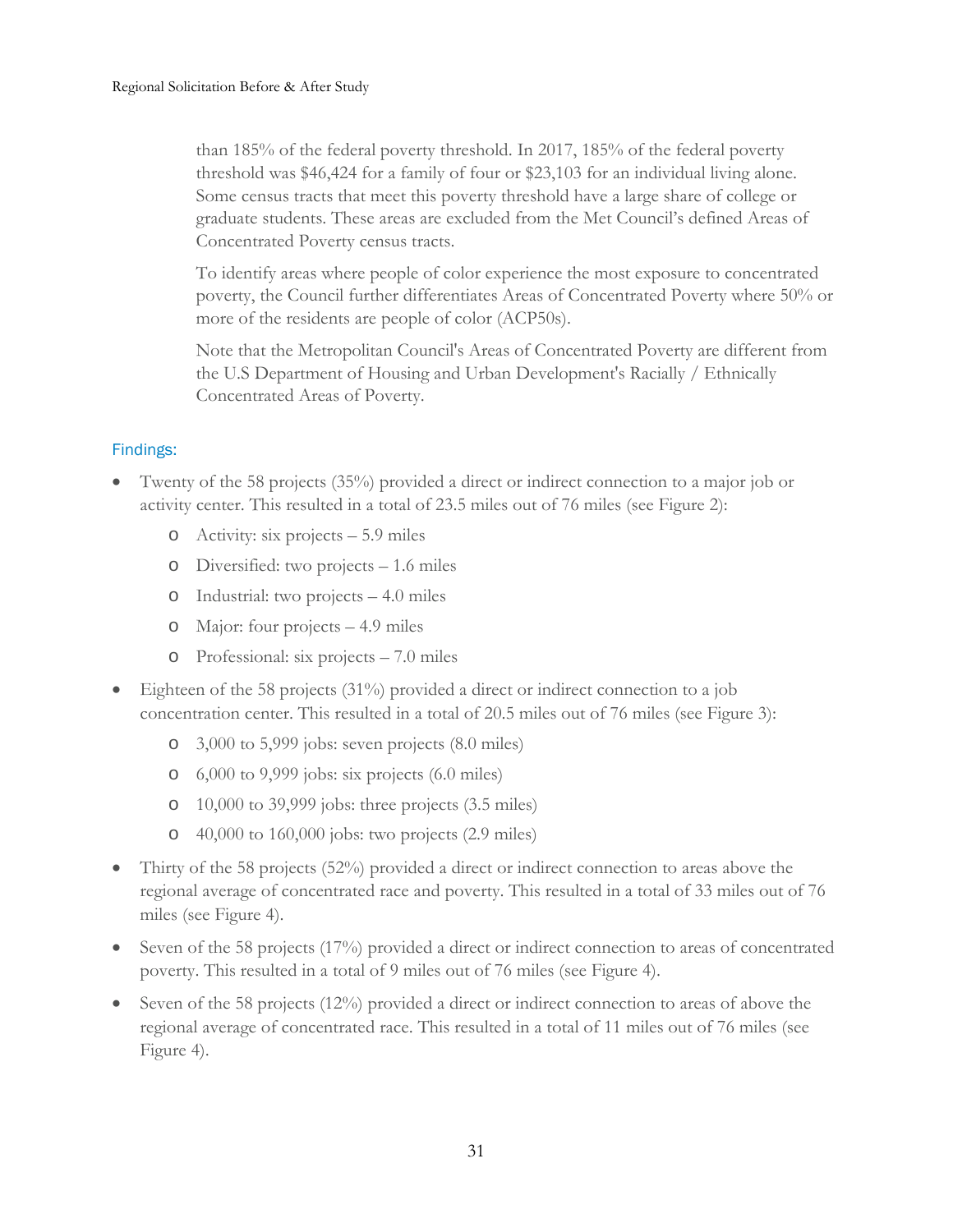than 185% of the federal poverty threshold. In 2017, 185% of the federal poverty threshold was $46,424 for a family of four or $23,103 for an individual living alone. Some census tracts that meet this poverty threshold have a large share of college or graduate students. These areas are excluded from the Met Council's defined Areas of Concentrated Poverty census tracts.

To identify areas where people of color experience the most exposure to concentrated poverty, the Council further differentiates Areas of Concentrated Poverty where 50% or more of the residents are people of color (ACP50s).

Note that the Metropolitan Council's Areas of Concentrated Poverty are different from the U.S Department of Housing and Urban Development's Racially / Ethnically Concentrated Areas of Poverty.

### Findings:

- Twenty of the 58 projects (35%) provided a direct or indirect connection to a major job or activity center. This resulted in a total of 23.5 miles out of 76 miles (see Figure 2):
  - Activity: six projects – 5.9 miles
  - Diversified: two projects – 1.6 miles
  - Industrial: two projects – 4.0 miles
  - Major: four projects – 4.9 miles
  - Professional: six projects – 7.0 miles
- Eighteen of the 58 projects (31%) provided a direct or indirect connection to a job concentration center. This resulted in a total of 20.5 miles out of 76 miles (see Figure 3):
  - 3,000 to 5,999 jobs: seven projects (8.0 miles)
  - 6,000 to 9,999 jobs: six projects (6.0 miles)
  - 10,000 to 39,999 jobs: three projects (3.5 miles)
  - 40,000 to 160,000 jobs: two projects (2.9 miles)
- Thirty of the 58 projects (52%) provided a direct or indirect connection to areas above the regional average of concentrated race and poverty. This resulted in a total of 33 miles out of 76 miles (see Figure 4).
- Seven of the 58 projects (17%) provided a direct or indirect connection to areas of concentrated poverty. This resulted in a total of 9 miles out of 76 miles (see Figure 4).
- Seven of the 58 projects (12%) provided a direct or indirect connection to areas of above the regional average of concentrated race. This resulted in a total of 11 miles out of 76 miles (see Figure 4).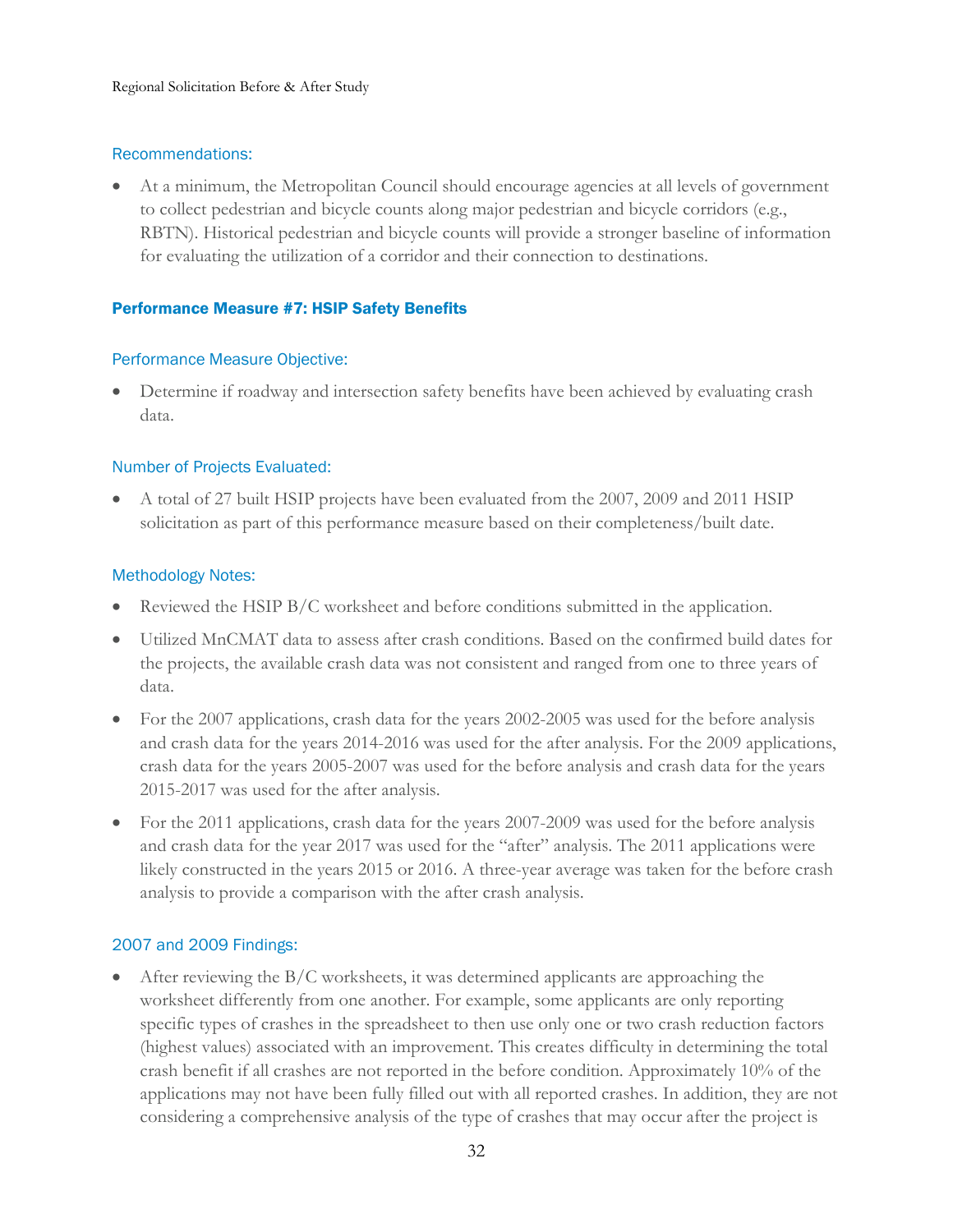### Recommendations:

- At a minimum, the Metropolitan Council should encourage agencies at all levels of government to collect pedestrian and bicycle counts along major pedestrian and bicycle corridors (e.g., RBTN). Historical pedestrian and bicycle counts will provide a stronger baseline of information for evaluating the utilization of a corridor and their connection to destinations.

## Performance Measure #7: HSIP Safety Benefits

### Performance Measure Objective:

- Determine if roadway and intersection safety benefits have been achieved by evaluating crash data.

### Number of Projects Evaluated:

- A total of 27 built HSIP projects have been evaluated from the 2007, 2009 and 2011 HSIP solicitation as part of this performance measure based on their completeness/built date.

### Methodology Notes:

- Reviewed the HSIP B/C worksheet and before conditions submitted in the application.
- Utilized MnCMAT data to assess after crash conditions. Based on the confirmed build dates for the projects, the available crash data was not consistent and ranged from one to three years of data.
- For the 2007 applications, crash data for the years 2002-2005 was used for the before analysis and crash data for the years 2014-2016 was used for the after analysis. For the 2009 applications, crash data for the years 2005-2007 was used for the before analysis and crash data for the years 2015-2017 was used for the after analysis.
- For the 2011 applications, crash data for the years 2007-2009 was used for the before analysis and crash data for the year 2017 was used for the "after" analysis. The 2011 applications were likely constructed in the years 2015 or 2016. A three-year average was taken for the before crash analysis to provide a comparison with the after crash analysis.

### 2007 and 2009 Findings:

- After reviewing the B/C worksheets, it was determined applicants are approaching the worksheet differently from one another. For example, some applicants are only reporting specific types of crashes in the spreadsheet to then use only one or two crash reduction factors (highest values) associated with an improvement. This creates difficulty in determining the total crash benefit if all crashes are not reported in the before condition. Approximately 10% of the applications may not have been fully filled out with all reported crashes. In addition, they are not considering a comprehensive analysis of the type of crashes that may occur after the project is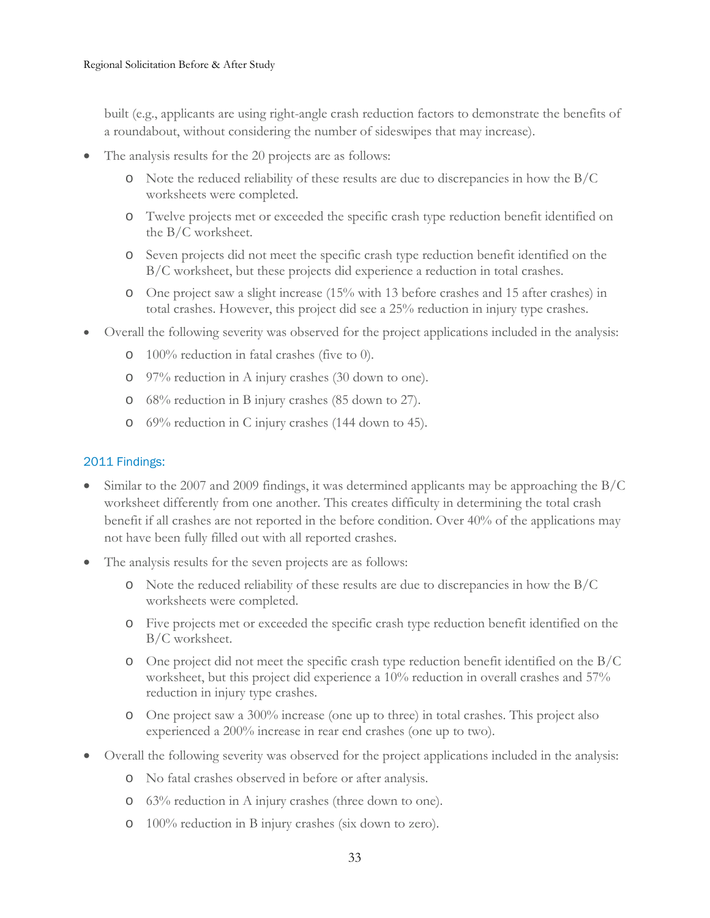built (e.g., applicants are using right-angle crash reduction factors to demonstrate the benefits of a roundabout, without considering the number of sideswipes that may increase).

- The analysis results for the 20 projects are as follows:
    - Note the reduced reliability of these results are due to discrepancies in how the B/C worksheets were completed.
    - Twelve projects met or exceeded the specific crash type reduction benefit identified on the B/C worksheet.
    - Seven projects did not meet the specific crash type reduction benefit identified on the B/C worksheet, but these projects did experience a reduction in total crashes.
    - One project saw a slight increase (15% with 13 before crashes and 15 after crashes) in total crashes. However, this project did see a 25% reduction in injury type crashes.
- Overall the following severity was observed for the project applications included in the analysis:
    - 100% reduction in fatal crashes (five to 0).
    - 97% reduction in A injury crashes (30 down to one).
    - 68% reduction in B injury crashes (85 down to 27).
    - 69% reduction in C injury crashes (144 down to 45).

### 2011 Findings:

- Similar to the 2007 and 2009 findings, it was determined applicants may be approaching the B/C worksheet differently from one another. This creates difficulty in determining the total crash benefit if all crashes are not reported in the before condition. Over 40% of the applications may not have been fully filled out with all reported crashes.
- The analysis results for the seven projects are as follows:
    - Note the reduced reliability of these results are due to discrepancies in how the B/C worksheets were completed.
    - Five projects met or exceeded the specific crash type reduction benefit identified on the B/C worksheet.
    - One project did not meet the specific crash type reduction benefit identified on the B/C worksheet, but this project did experience a 10% reduction in overall crashes and 57% reduction in injury type crashes.
    - One project saw a 300% increase (one up to three) in total crashes. This project also experienced a 200% increase in rear end crashes (one up to two).
- Overall the following severity was observed for the project applications included in the analysis:
    - No fatal crashes observed in before or after analysis.
    - 63% reduction in A injury crashes (three down to one).
    - 100% reduction in B injury crashes (six down to zero).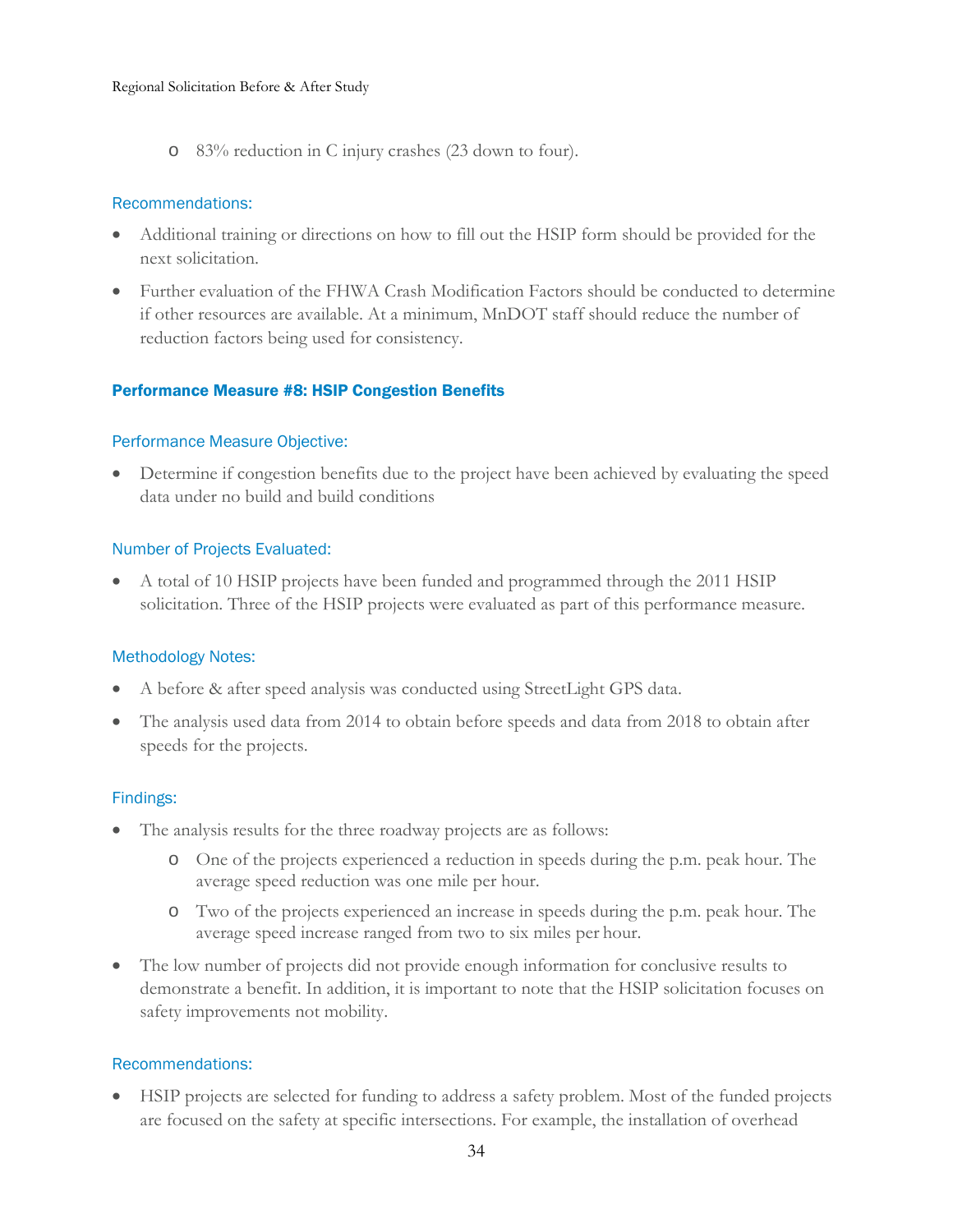- 83% reduction in C injury crashes (23 down to four).

#### Recommendations:

- Additional training or directions on how to fill out the HSIP form should be provided for the next solicitation.
- Further evaluation of the FHWA Crash Modification Factors should be conducted to determine if other resources are available. At a minimum, MnDOT staff should reduce the number of reduction factors being used for consistency.

### Performance Measure #8: HSIP Congestion Benefits

#### Performance Measure Objective:

- Determine if congestion benefits due to the project have been achieved by evaluating the speed data under no build and build conditions

#### Number of Projects Evaluated:

- A total of 10 HSIP projects have been funded and programmed through the 2011 HSIP solicitation. Three of the HSIP projects were evaluated as part of this performance measure.

#### Methodology Notes:

- A before & after speed analysis was conducted using StreetLight GPS data.
- The analysis used data from 2014 to obtain before speeds and data from 2018 to obtain after speeds for the projects.

#### Findings:

- The analysis results for the three roadway projects are as follows:
  - One of the projects experienced a reduction in speeds during the p.m. peak hour. The average speed reduction was one mile per hour.
  - Two of the projects experienced an increase in speeds during the p.m. peak hour. The average speed increase ranged from two to six miles per hour.
- The low number of projects did not provide enough information for conclusive results to demonstrate a benefit. In addition, it is important to note that the HSIP solicitation focuses on safety improvements not mobility.

#### Recommendations:

- HSIP projects are selected for funding to address a safety problem. Most of the funded projects are focused on the safety at specific intersections. For example, the installation of overhead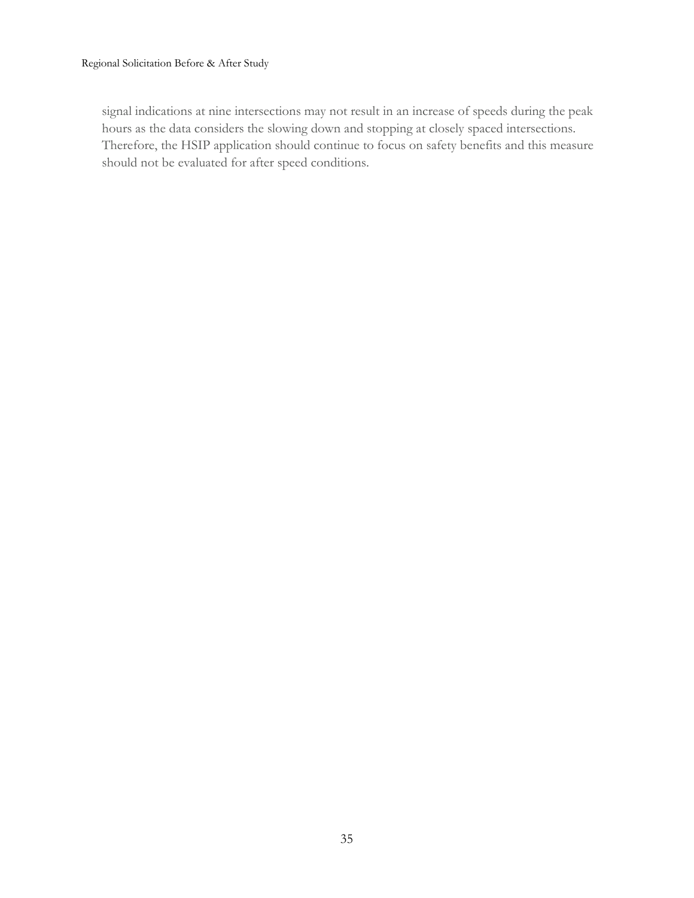signal indications at nine intersections may not result in an increase of speeds during the peak hours as the data considers the slowing down and stopping at closely spaced intersections. Therefore, the HSIP application should continue to focus on safety benefits and this measure should not be evaluated for after speed conditions.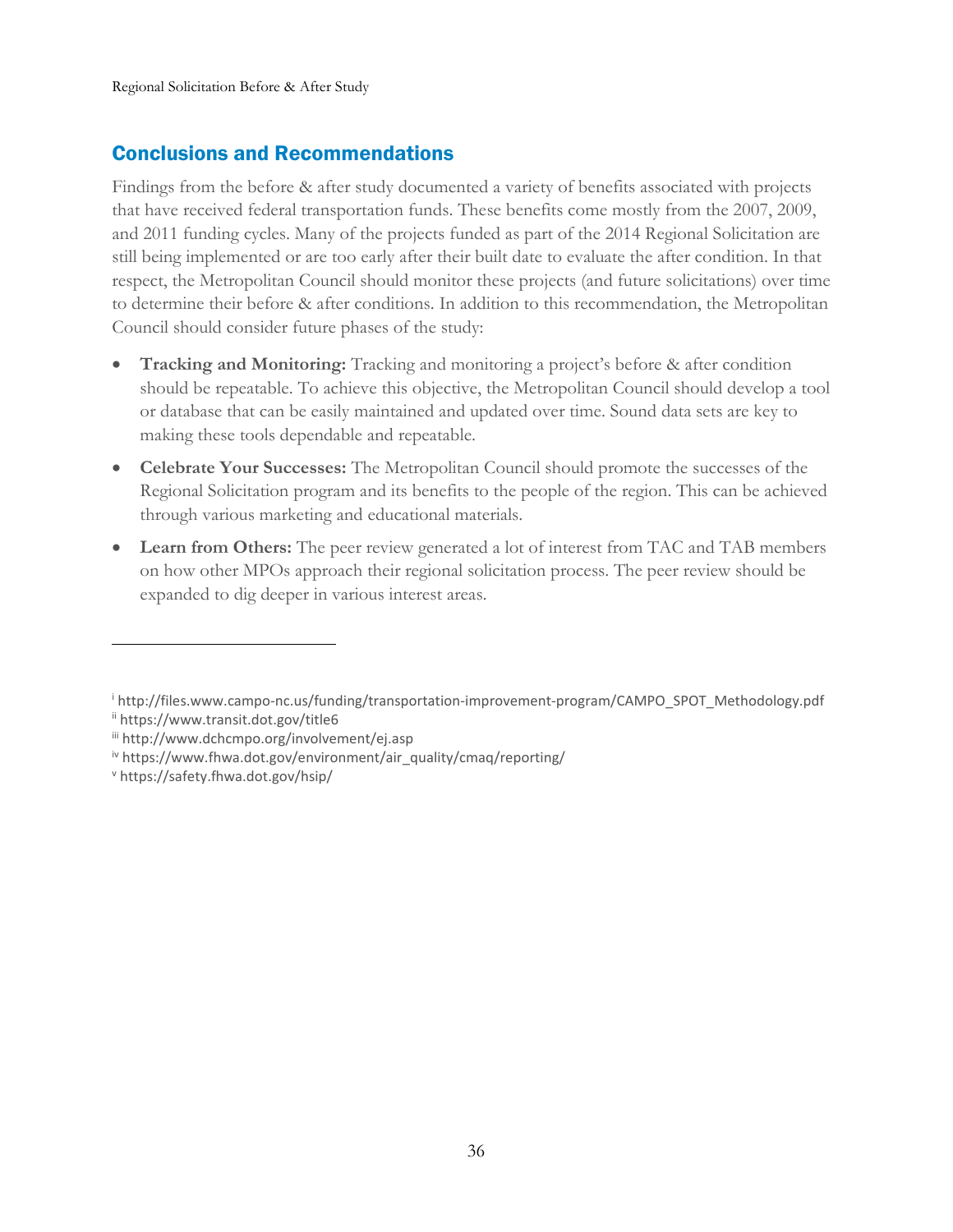## Conclusions and Recommendations

Findings from the before & after study documented a variety of benefits associated with projects that have received federal transportation funds. These benefits come mostly from the 2007, 2009, and 2011 funding cycles. Many of the projects funded as part of the 2014 Regional Solicitation are still being implemented or are too early after their built date to evaluate the after condition. In that respect, the Metropolitan Council should monitor these projects (and future solicitations) over time to determine their before & after conditions. In addition to this recommendation, the Metropolitan Council should consider future phases of the study:

- **Tracking and Monitoring:** Tracking and monitoring a project's before & after condition should be repeatable. To achieve this objective, the Metropolitan Council should develop a tool or database that can be easily maintained and updated over time. Sound data sets are key to making these tools dependable and repeatable.
- **Celebrate Your Successes:** The Metropolitan Council should promote the successes of the Regional Solicitation program and its benefits to the people of the region. This can be achieved through various marketing and educational materials.
- **Learn from Others:** The peer review generated a lot of interest from TAC and TAB members on how other MPOs approach their regional solicitation process. The peer review should be expanded to dig deeper in various interest areas.

---

[i] http://files.www.campo-nc.us/funding/transportation-improvement-program/CAMPO_SPOT_Methodology.pdf
[ii] https://www.transit.dot.gov/title6
[iii] http://www.dchcmpo.org/involvement/ej.asp
[iv] https://www.fhwa.dot.gov/environment/air_quality/cmaq/reporting/
[v] https://safety.fhwa.dot.gov/hsip/